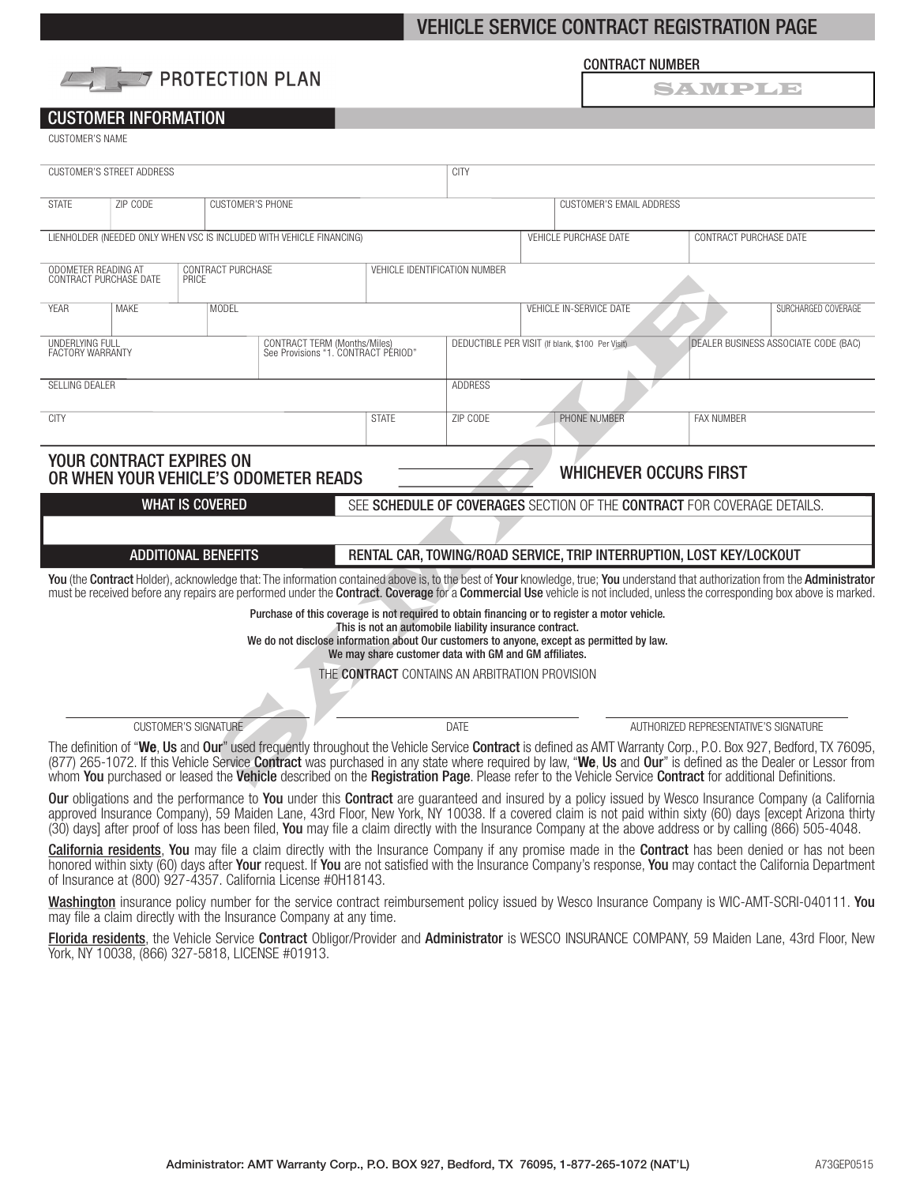# VEHICLE SERVICE CONTRACT REGISTRATION PAGE

PROTECTION PLAN

CONTRACT NUMBER

SAMPLE

## CUSTOMER INFORMATION

CUSTOMER'S NAME

| CUSTOMER'S STREET ADDRESS | | | | CITY | | | |
|---|---|---|---|---|---|---|---|
| STATE | ZIP CODE | CUSTOMER'S PHONE | | | CUSTOMER'S EMAIL ADDRESS | | |
| LIENHOLDER (NEEDED ONLY WHEN VSC IS INCLUDED WITH VEHICLE FINANCING) | | | | | VEHICLE PURCHASE DATE | CONTRACT PURCHASE DATE | |
| ODOMETER READING AT CONTRACT PURCHASE DATE | CONTRACT PURCHASE PRICE | | VEHICLE IDENTIFICATION NUMBER | | | | |
| YEAR | MAKE | MODEL | | | VEHICLE IN-SERVICE DATE | | SURCHARGED COVERAGE |
| UNDERLYING FULL FACTORY WARRANTY | | CONTRACT TERM (Months/Miles) See Provisions "1. CONTRACT PERIOD" | | DEDUCTIBLE PER VISIT (If blank, $100 Per Visit) | | DEALER BUSINESS ASSOCIATE CODE (BAC) | |
| SELLING DEALER | | | | ADDRESS | | | |
| CITY | | | STATE | ZIP CODE | PHONE NUMBER | FAX NUMBER | |

YOUR CONTRACT EXPIRES ON ________
OR WHEN YOUR VEHICLE'S ODOMETER READS ________ WHICHEVER OCCURS FIRST

| WHAT IS COVERED | SEE **SCHEDULE OF COVERAGES** SECTION OF THE **CONTRACT** FOR COVERAGE DETAILS. |
|---|---|
| | |
| ADDITIONAL BENEFITS | RENTAL CAR, TOWING/ROAD SERVICE, TRIP INTERRUPTION, LOST KEY/LOCKOUT |

**You** (the **Contract** Holder), acknowledge that: The information contained above is, to the best of **Your** knowledge, true; **You** understand that authorization from the **Administrator** must be received before any repairs are performed under the **Contract**. **Coverage** for a **Commercial Use** vehicle is not included, unless the corresponding box above is marked.

**Purchase of this coverage is not required to obtain financing or to register a motor vehicle.**
**This is not an automobile liability insurance contract.**
**We do not disclose information about Our customers to anyone, except as permitted by law.**
**We may share customer data with GM and GM affiliates.**

THE **CONTRACT** CONTAINS AN ARBITRATION PROVISION

| CUSTOMER'S SIGNATURE | DATE | AUTHORIZED REPRESENTATIVE'S SIGNATURE |
|---|---|---|

The definition of "**We**, **Us** and **Our**" used frequently throughout the Vehicle Service **Contract** is defined as AMT Warranty Corp., P.O. Box 927, Bedford, TX 76095, (877) 265-1072. If this Vehicle Service **Contract** was purchased in any state where required by law, "**We**, **Us** and **Our**" is defined as the Dealer or Lessor from whom **You** purchased or leased the **Vehicle** described on the **Registration Page**. Please refer to the Vehicle Service **Contract** for additional Definitions.

**Our** obligations and the performance to **You** under this **Contract** are guaranteed and insured by a policy issued by Wesco Insurance Company (a California approved Insurance Company), 59 Maiden Lane, 43rd Floor, New York, NY 10038. If a covered claim is not paid within sixty (60) days [except Arizona thirty (30) days] after proof of loss has been filed, **You** may file a claim directly with the Insurance Company at the above address or by calling (866) 505-4048.

**California residents**, **You** may file a claim directly with the Insurance Company if any promise made in the **Contract** has been denied or has not been honored within sixty (60) days after **Your** request. If **You** are not satisfied with the Insurance Company's response, **You** may contact the California Department of Insurance at (800) 927-4357. California License #0H18143.

**Washington** insurance policy number for the service contract reimbursement policy issued by Wesco Insurance Company is WIC-AMT-SCRI-040111. **You** may file a claim directly with the Insurance Company at any time.

**Florida residents**, the Vehicle Service **Contract** Obligor/Provider and **Administrator** is WESCO INSURANCE COMPANY, 59 Maiden Lane, 43rd Floor, New York, NY 10038, (866) 327-5818, LICENSE #01913.

**Administrator: AMT Warranty Corp., P.O. BOX 927, Bedford, TX 76095, 1-877-265-1072 (NAT'L)** A73GEP0515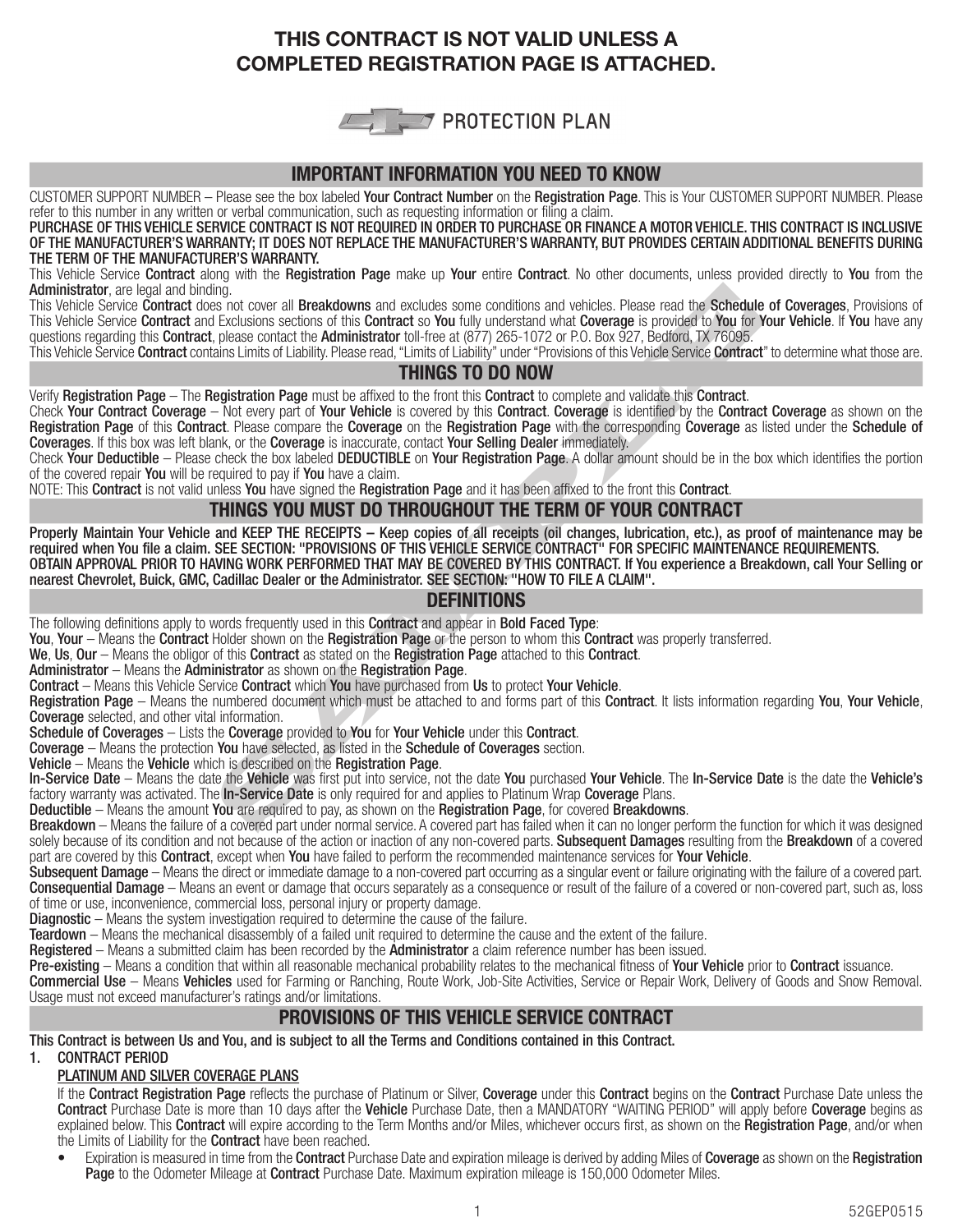# THIS CONTRACT IS NOT VALID UNLESS A COMPLETED REGISTRATION PAGE IS ATTACHED.

PROTECTION PLAN

## IMPORTANT INFORMATION YOU NEED TO KNOW

CUSTOMER SUPPORT NUMBER – Please see the box labeled **Your Contract Number** on the **Registration Page**. This is Your CUSTOMER SUPPORT NUMBER. Please refer to this number in any written or verbal communication, such as requesting information or filing a claim.

**PURCHASE OF THIS VEHICLE SERVICE CONTRACT IS NOT REQUIRED IN ORDER TO PURCHASE OR FINANCE A MOTOR VEHICLE. THIS CONTRACT IS INCLUSIVE OF THE MANUFACTURER'S WARRANTY; IT DOES NOT REPLACE THE MANUFACTURER'S WARRANTY, BUT PROVIDES CERTAIN ADDITIONAL BENEFITS DURING THE TERM OF THE MANUFACTURER'S WARRANTY.**

This Vehicle Service **Contract** along with the **Registration Page** make up **Your** entire **Contract**. No other documents, unless provided directly to **You** from the **Administrator**, are legal and binding.

This Vehicle Service **Contract** does not cover all **Breakdowns** and excludes some conditions and vehicles. Please read the **Schedule of Coverages**, Provisions of This Vehicle Service **Contract** and Exclusions sections of this **Contract** so **You** fully understand what **Coverage** is provided to **You** for **Your Vehicle**. If **You** have any questions regarding this **Contract**, please contact the **Administrator** toll-free at (877) 265-1072 or P.O. Box 927, Bedford, TX 76095.

This Vehicle Service **Contract** contains Limits of Liability. Please read, "Limits of Liability" under "Provisions of this Vehicle Service **Contract**" to determine what those are.

## THINGS TO DO NOW

Verify **Registration Page** – The **Registration Page** must be affixed to the front this **Contract** to complete and validate this **Contract**.

Check **Your Contract Coverage** – Not every part of **Your Vehicle** is covered by this **Contract**. **Coverage** is identified by the **Contract Coverage** as shown on the **Registration Page** of this **Contract**. Please compare the **Coverage** on the **Registration Page** with the corresponding **Coverage** as listed under the **Schedule of Coverages**. If this box was left blank, or the **Coverage** is inaccurate, contact **Your Selling Dealer** immediately.

Check **Your Deductible** – Please check the box labeled **DEDUCTIBLE** on **Your Registration Page**. A dollar amount should be in the box which identifies the portion of the covered repair **You** will be required to pay if **You** have a claim.

NOTE: This **Contract** is not valid unless **You** have signed the **Registration Page** and it has been affixed to the front this **Contract**.

## THINGS YOU MUST DO THROUGHOUT THE TERM OF YOUR CONTRACT

**Properly Maintain Your Vehicle and KEEP THE RECEIPTS – Keep copies of all receipts (oil changes, lubrication, etc.), as proof of maintenance may be required when You file a claim. SEE SECTION: "PROVISIONS OF THIS VEHICLE SERVICE CONTRACT" FOR SPECIFIC MAINTENANCE REQUIREMENTS.**

**OBTAIN APPROVAL PRIOR TO HAVING WORK PERFORMED THAT MAY BE COVERED BY THIS CONTRACT. If You experience a Breakdown, call Your Selling or nearest Chevrolet, Buick, GMC, Cadillac Dealer or the Administrator. SEE SECTION: "HOW TO FILE A CLAIM".**

## DEFINITIONS

The following definitions apply to words frequently used in this **Contract** and appear in **Bold Faced Type**:

**You**, **Your** – Means the **Contract** Holder shown on the **Registration Page** or the person to whom this **Contract** was properly transferred.

**We**, **Us**, **Our** – Means the obligor of this **Contract** as stated on the **Registration Page** attached to this **Contract**.

**Administrator** – Means the **Administrator** as shown on the **Registration Page**.

**Contract** – Means this Vehicle Service **Contract** which **You** have purchased from **Us** to protect **Your Vehicle**.

**Registration Page** – Means the numbered document which must be attached to and forms part of this **Contract**. It lists information regarding **You**, **Your Vehicle**, **Coverage** selected, and other vital information.

**Schedule of Coverages** – Lists the **Coverage** provided to **You** for **Your Vehicle** under this **Contract**.

**Coverage** – Means the protection **You** have selected, as listed in the **Schedule of Coverages** section.

**Vehicle** – Means the **Vehicle** which is described on the **Registration Page**.

**In-Service Date** – Means the date the **Vehicle** was first put into service, not the date **You** purchased **Your Vehicle**. The **In-Service Date** is the date the **Vehicle's** factory warranty was activated. The **In-Service Date** is only required for and applies to Platinum Wrap **Coverage** Plans.

**Deductible** – Means the amount **You** are required to pay, as shown on the **Registration Page**, for covered **Breakdowns**.

**Breakdown** – Means the failure of a covered part under normal service. A covered part has failed when it can no longer perform the function for which it was designed solely because of its condition and not because of the action or inaction of any non-covered parts. **Subsequent Damages** resulting from the **Breakdown** of a covered part are covered by this **Contract**, except when **You** have failed to perform the recommended maintenance services for **Your Vehicle**.

**Subsequent Damage** – Means the direct or immediate damage to a non-covered part occurring as a singular event or failure originating with the failure of a covered part.

**Consequential Damage** – Means an event or damage that occurs separately as a consequence or result of the failure of a covered or non-covered part, such as, loss of time or use, inconvenience, commercial loss, personal injury or property damage.

**Diagnostic** – Means the system investigation required to determine the cause of the failure.

**Teardown** – Means the mechanical disassembly of a failed unit required to determine the cause and the extent of the failure.

**Registered** – Means a submitted claim has been recorded by the **Administrator** a claim reference number has been issued.

**Pre-existing** – Means a condition that within all reasonable mechanical probability relates to the mechanical fitness of **Your Vehicle** prior to **Contract** issuance.

**Commercial Use** – Means **Vehicles** used for Farming or Ranching, Route Work, Job-Site Activities, Service or Repair Work, Delivery of Goods and Snow Removal. Usage must not exceed manufacturer's ratings and/or limitations.

## PROVISIONS OF THIS VEHICLE SERVICE CONTRACT

**This Contract is between Us and You, and is subject to all the Terms and Conditions contained in this Contract.**

1. **CONTRACT PERIOD**

   **PLATINUM AND SILVER COVERAGE PLANS**

   If the **Contract Registration Page** reflects the purchase of Platinum or Silver, **Coverage** under this **Contract** begins on the **Contract** Purchase Date unless the **Contract** Purchase Date is more than 10 days after the **Vehicle** Purchase Date, then a MANDATORY "WAITING PERIOD" will apply before **Coverage** begins as explained below. This **Contract** will expire according to the Term Months and/or Miles, whichever occurs first, as shown on the **Registration Page**, and/or when the Limits of Liability for the **Contract** have been reached.

   - Expiration is measured in time from the **Contract** Purchase Date and expiration mileage is derived by adding Miles of **Coverage** as shown on the **Registration Page** to the Odometer Mileage at **Contract** Purchase Date. Maximum expiration mileage is 150,000 Odometer Miles.

52GEP0515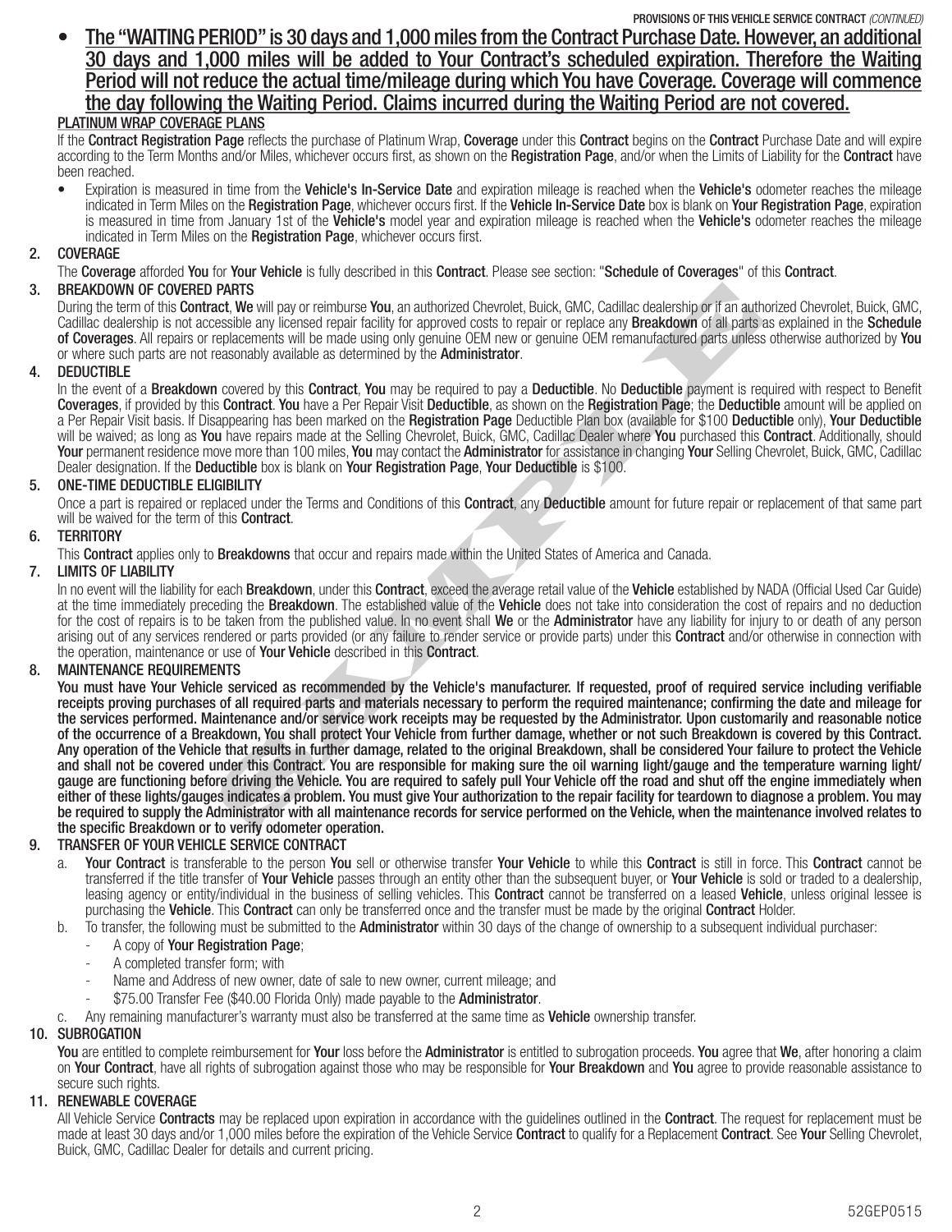- <u>**The "WAITING PERIOD" is 30 days and 1,000 miles from the Contract Purchase Date. However, an additional 30 days and 1,000 miles will be added to Your Contract's scheduled expiration. Therefore the Waiting Period will not reduce the actual time/mileage during which You have Coverage. Coverage will commence the day following the Waiting Period. Claims incurred during the Waiting Period are not covered.**</u>

**<u>PLATINUM WRAP COVERAGE PLANS</u>**

If the **Contract Registration Page** reflects the purchase of Platinum Wrap, **Coverage** under this **Contract** begins on the **Contract** Purchase Date and will expire according to the Term Months and/or Miles, whichever occurs first, as shown on the **Registration Page**, and/or when the Limits of Liability for the **Contract** have been reached.

- Expiration is measured in time from the **Vehicle's In-Service Date** and expiration mileage is reached when the **Vehicle's** odometer reaches the mileage indicated in Term Miles on the **Registration Page**, whichever occurs first. If the **Vehicle In-Service Date** box is blank on **Your Registration Page**, expiration is measured in time from January 1st of the **Vehicle's** model year and expiration mileage is reached when the **Vehicle's** odometer reaches the mileage indicated in Term Miles on the **Registration Page**, whichever occurs first.

## 2. COVERAGE

The **Coverage** afforded **You** for **Your Vehicle** is fully described in this **Contract**. Please see section: "**Schedule of Coverages**" of this **Contract**.

## 3. BREAKDOWN OF COVERED PARTS

During the term of this **Contract**, **We** will pay or reimburse **You**, an authorized Chevrolet, Buick, GMC, Cadillac dealership or if an authorized Chevrolet, Buick, GMC, Cadillac dealership is not accessible any licensed repair facility for approved costs to repair or replace any **Breakdown** of all parts as explained in the **Schedule of Coverages**. All repairs or replacements will be made using only genuine OEM new or genuine OEM remanufactured parts unless otherwise authorized by **You** or where such parts are not reasonably available as determined by the **Administrator**.

## 4. DEDUCTIBLE

In the event of a **Breakdown** covered by this **Contract**, **You** may be required to pay a **Deductible**. No **Deductible** payment is required with respect to Benefit **Coverages**, if provided by this **Contract**. **You** have a Per Repair Visit **Deductible**, as shown on the **Registration Page**; the **Deductible** amount will be applied on a Per Repair Visit basis. If Disappearing has been marked on the **Registration Page** Deductible Plan box (available for $100 **Deductible** only), **Your Deductible** will be waived; as long as **You** have repairs made at the Selling Chevrolet, Buick, GMC, Cadillac Dealer where **You** purchased this **Contract**. Additionally, should **Your** permanent residence move more than 100 miles, **You** may contact the **Administrator** for assistance in changing **Your** Selling Chevrolet, Buick, GMC, Cadillac Dealer designation. If the **Deductible** box is blank on **Your Registration Page**, **Your Deductible** is $100.

## 5. ONE-TIME DEDUCTIBLE ELIGIBILITY

Once a part is repaired or replaced under the Terms and Conditions of this **Contract**, any **Deductible** amount for future repair or replacement of that same part will be waived for the term of this **Contract**.

## 6. TERRITORY

This **Contract** applies only to **Breakdowns** that occur and repairs made within the United States of America and Canada.

## 7. LIMITS OF LIABILITY

In no event will the liability for each **Breakdown**, under this **Contract**, exceed the average retail value of the **Vehicle** established by NADA (Official Used Car Guide) at the time immediately preceding the **Breakdown**. The established value of the **Vehicle** does not take into consideration the cost of repairs and no deduction for the cost of repairs is to be taken from the published value. In no event shall **We** or the **Administrator** have any liability for injury to or death of any person arising out of any services rendered or parts provided (or any failure to render service or provide parts) under this **Contract** and/or otherwise in connection with the operation, maintenance or use of **Your Vehicle** described in this **Contract**.

## 8. MAINTENANCE REQUIREMENTS

**You must have Your Vehicle serviced as recommended by the Vehicle's manufacturer. If requested, proof of required service including verifiable receipts proving purchases of all required parts and materials necessary to perform the required maintenance; confirming the date and mileage for the services performed. Maintenance and/or service work receipts may be requested by the Administrator. Upon customarily and reasonable notice of the occurrence of a Breakdown, You shall protect Your Vehicle from further damage, whether or not such Breakdown is covered by this Contract. Any operation of the Vehicle that results in further damage, related to the original Breakdown, shall be considered Your failure to protect the Vehicle and shall not be covered under this Contract. You are responsible for making sure the oil warning light/gauge and the temperature warning light/gauge are functioning before driving the Vehicle. You are required to safely pull Your Vehicle off the road and shut off the engine immediately when either of these lights/gauges indicates a problem. You must give Your authorization to the repair facility for teardown to diagnose a problem. You may be required to supply the Administrator with all maintenance records for service performed on the Vehicle, when the maintenance involved relates to the specific Breakdown or to verify odometer operation.**

## 9. TRANSFER OF YOUR VEHICLE SERVICE CONTRACT

a. **Your Contract** is transferable to the person **You** sell or otherwise transfer **Your Vehicle** to while this **Contract** is still in force. This **Contract** cannot be transferred if the title transfer of **Your Vehicle** passes through an entity other than the subsequent buyer, or **Your Vehicle** is sold or traded to a dealership, leasing agency or entity/individual in the business of selling vehicles. This **Contract** cannot be transferred on a leased **Vehicle**, unless original lessee is purchasing the **Vehicle**. This **Contract** can only be transferred once and the transfer must be made by the original **Contract** Holder.

b. To transfer, the following must be submitted to the **Administrator** within 30 days of the change of ownership to a subsequent individual purchaser:
   - A copy of **Your Registration Page**;
   - A completed transfer form; with
   - Name and Address of new owner, date of sale to new owner, current mileage; and
   - $75.00 Transfer Fee ($40.00 Florida Only) made payable to the **Administrator**.

c. Any remaining manufacturer's warranty must also be transferred at the same time as **Vehicle** ownership transfer.

## 10. SUBROGATION

**You** are entitled to complete reimbursement for **Your** loss before the **Administrator** is entitled to subrogation proceeds. **You** agree that **We**, after honoring a claim on **Your Contract**, have all rights of subrogation against those who may be responsible for **Your Breakdown** and **You** agree to provide reasonable assistance to secure such rights.

## 11. RENEWABLE COVERAGE

All Vehicle Service **Contracts** may be replaced upon expiration in accordance with the guidelines outlined in the **Contract**. The request for replacement must be made at least 30 days and/or 1,000 miles before the expiration of the Vehicle Service **Contract** to qualify for a Replacement **Contract**. See **Your** Selling Chevrolet, Buick, GMC, Cadillac Dealer for details and current pricing.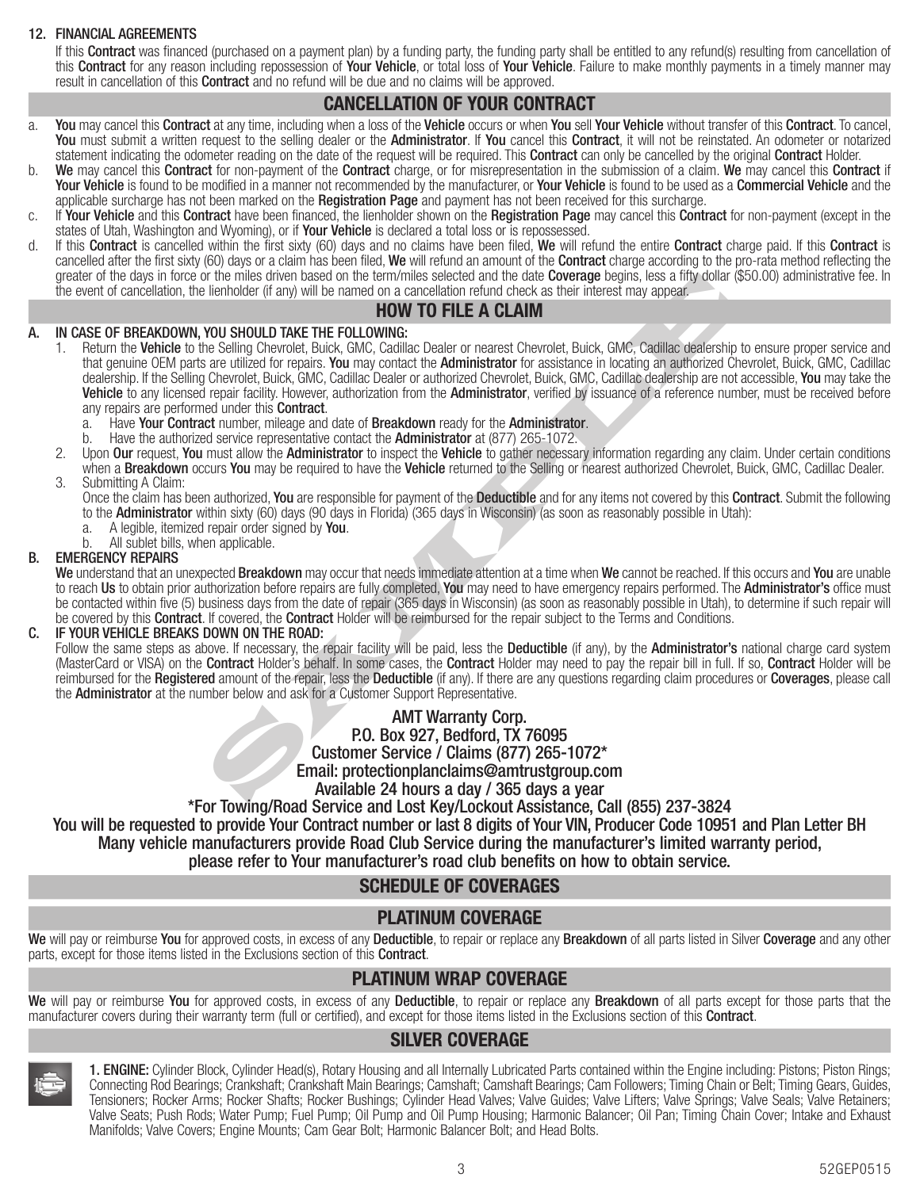**12. FINANCIAL AGREEMENTS**

If this **Contract** was financed (purchased on a payment plan) by a funding party, the funding party shall be entitled to any refund(s) resulting from cancellation of this **Contract** for any reason including repossession of **Your Vehicle**, or total loss of **Your Vehicle**. Failure to make monthly payments in a timely manner may result in cancellation of this **Contract** and no refund will be due and no claims will be approved.

## CANCELLATION OF YOUR CONTRACT

a. **You** may cancel this **Contract** at any time, including when a loss of the **Vehicle** occurs or when **You** sell **Your Vehicle** without transfer of this **Contract**. To cancel, **You** must submit a written request to the selling dealer or the **Administrator**. If **You** cancel this **Contract**, it will not be reinstated. An odometer or notarized statement indicating the odometer reading on the date of the request will be required. This **Contract** can only be cancelled by the original **Contract** Holder.

b. **We** may cancel this **Contract** for non-payment of the **Contract** charge, or for misrepresentation in the submission of a claim. **We** may cancel this **Contract** if **Your Vehicle** is found to be modified in a manner not recommended by the manufacturer, or **Your Vehicle** is found to be used as a **Commercial Vehicle** and the applicable surcharge has not been marked on the **Registration Page** and payment has not been received for this surcharge.

c. If **Your Vehicle** and this **Contract** have been financed, the lienholder shown on the **Registration Page** may cancel this **Contract** for non-payment (except in the states of Utah, Washington and Wyoming), or if **Your Vehicle** is declared a total loss or is repossessed.

d. If this **Contract** is cancelled within the first sixty (60) days and no claims have been filed, **We** will refund the entire **Contract** charge paid. If this **Contract** is cancelled after the first sixty (60) days or a claim has been filed, **We** will refund an amount of the **Contract** charge according to the pro-rata method reflecting the greater of the days in force or the miles driven based on the term/miles selected and the date **Coverage** begins, less a fifty dollar ($50.00) administrative fee. In the event of cancellation, the lienholder (if any) will be named on a cancellation refund check as their interest may appear.

## HOW TO FILE A CLAIM

**A. IN CASE OF BREAKDOWN, YOU SHOULD TAKE THE FOLLOWING:**

1. Return the **Vehicle** to the Selling Chevrolet, Buick, GMC, Cadillac Dealer or nearest Chevrolet, Buick, GMC, Cadillac dealership to ensure proper service and that genuine OEM parts are utilized for repairs. **You** may contact the **Administrator** for assistance in locating an authorized Chevrolet, Buick, GMC, Cadillac dealership. If the Selling Chevrolet, Buick, GMC, Cadillac Dealer or authorized Chevrolet, Buick, GMC, Cadillac dealership are not accessible, **You** may take the **Vehicle** to any licensed repair facility. However, authorization from the **Administrator**, verified by issuance of a reference number, must be received before any repairs are performed under this **Contract**.
   a. Have **Your Contract** number, mileage and date of **Breakdown** ready for the **Administrator**.
   b. Have the authorized service representative contact the **Administrator** at (877) 265-1072.
2. Upon **Our** request, **You** must allow the **Administrator** to inspect the **Vehicle** to gather necessary information regarding any claim. Under certain conditions when a **Breakdown** occurs **You** may be required to have the **Vehicle** returned to the Selling or nearest authorized Chevrolet, Buick, GMC, Cadillac Dealer.
3. Submitting A Claim:
   Once the claim has been authorized, **You** are responsible for payment of the **Deductible** and for any items not covered by this **Contract**. Submit the following to the **Administrator** within sixty (60) days (90 days in Florida) (365 days in Wisconsin) (as soon as reasonably possible in Utah):
   a. A legible, itemized repair order signed by **You**.
   b. All sublet bills, when applicable.

**B. EMERGENCY REPAIRS**

**We** understand that an unexpected **Breakdown** may occur that needs immediate attention at a time when **We** cannot be reached. If this occurs and **You** are unable to reach **Us** to obtain prior authorization before repairs are fully completed, **You** may need to have emergency repairs performed. The **Administrator's** office must be contacted within five (5) business days from the date of repair (365 days in Wisconsin) (as soon as reasonably possible in Utah), to determine if such repair will be covered by this **Contract**. If covered, the **Contract** Holder will be reimbursed for the repair subject to the Terms and Conditions.

**C. IF YOUR VEHICLE BREAKS DOWN ON THE ROAD:**

Follow the same steps as above. If necessary, the repair facility will be paid, less the **Deductible** (if any), by the **Administrator's** national charge card system (MasterCard or VISA) on the **Contract** Holder's behalf. In some cases, the **Contract** Holder may need to pay the repair bill in full. If so, **Contract** Holder will be reimbursed for the **Registered** amount of the repair, less the **Deductible** (if any). If there are any questions regarding claim procedures or **Coverages**, please call the **Administrator** at the number below and ask for a Customer Support Representative.

**AMT Warranty Corp.**
**P.O. Box 927, Bedford, TX 76095**
**Customer Service / Claims (877) 265-1072***
**Email: protectionplanclaims@amtrustgroup.com**
**Available 24 hours a day / 365 days a year**
***For Towing/Road Service and Lost Key/Lockout Assistance, Call (855) 237-3824**
**You will be requested to provide Your Contract number or last 8 digits of Your VIN, Producer Code 10951 and Plan Letter BH**
**Many vehicle manufacturers provide Road Club Service during the manufacturer's limited warranty period, please refer to Your manufacturer's road club benefits on how to obtain service.**

## SCHEDULE OF COVERAGES

## PLATINUM COVERAGE

**We** will pay or reimburse **You** for approved costs, in excess of any **Deductible**, to repair or replace any **Breakdown** of all parts listed in Silver **Coverage** and any other parts, except for those items listed in the Exclusions section of this **Contract**.

## PLATINUM WRAP COVERAGE

**We** will pay or reimburse **You** for approved costs, in excess of any **Deductible**, to repair or replace any **Breakdown** of all parts except for those parts that the manufacturer covers during their warranty term (full or certified), and except for those items listed in the Exclusions section of this **Contract**.

## SILVER COVERAGE

**1. ENGINE:** Cylinder Block, Cylinder Head(s), Rotary Housing and all Internally Lubricated Parts contained within the Engine including: Pistons; Piston Rings; Connecting Rod Bearings; Crankshaft; Crankshaft Main Bearings; Camshaft; Camshaft Bearings; Cam Followers; Timing Chain or Belt; Timing Gears, Guides, Tensioners; Rocker Arms; Rocker Shafts; Rocker Bushings; Cylinder Head Valves; Valve Guides; Valve Lifters; Valve Springs; Valve Seals; Valve Retainers; Valve Seats; Push Rods; Water Pump; Fuel Pump; Oil Pump and Oil Pump Housing; Harmonic Balancer; Oil Pan; Timing Chain Cover; Intake and Exhaust Manifolds; Valve Covers; Engine Mounts; Cam Gear Bolt; Harmonic Balancer Bolt; and Head Bolts.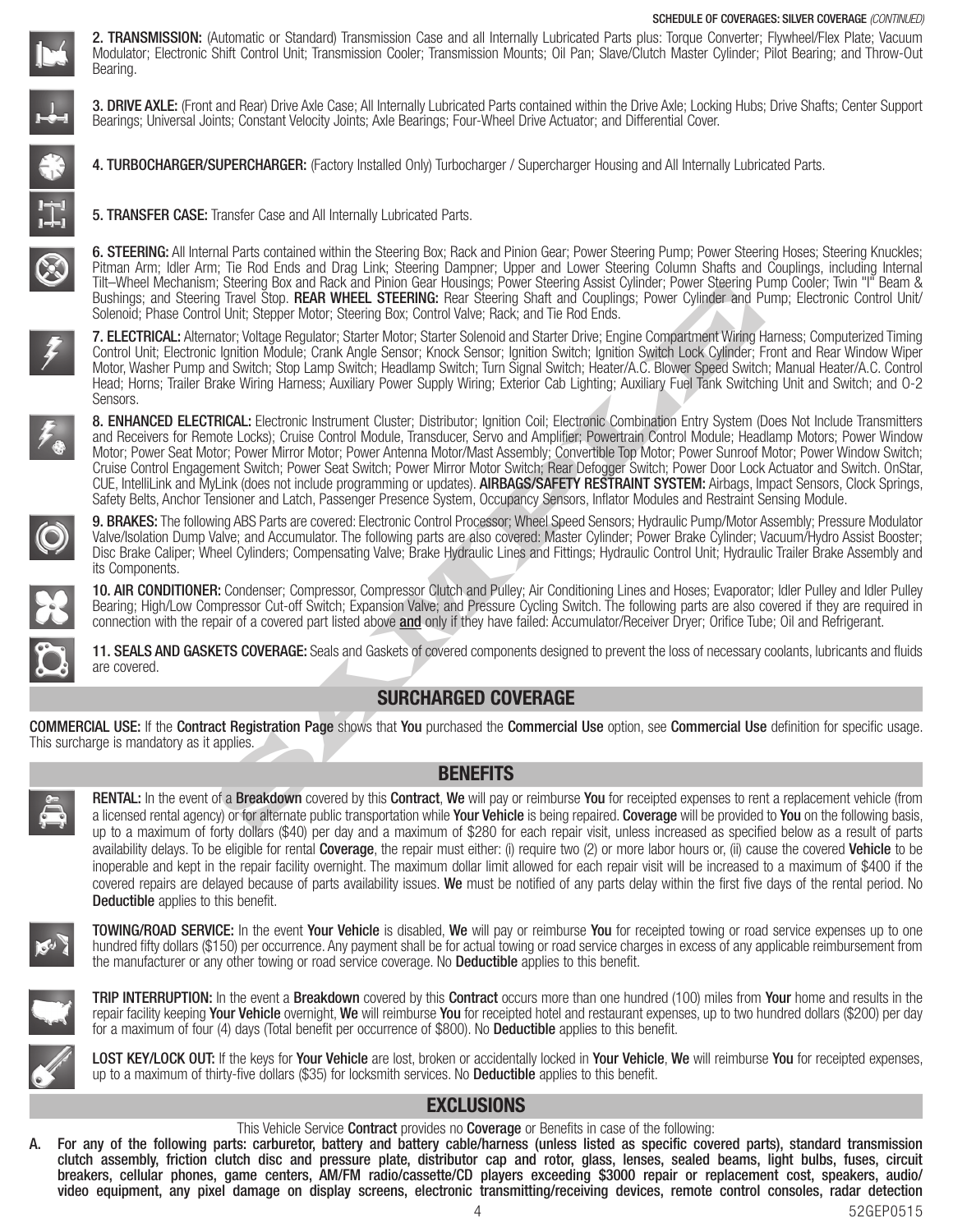**2. TRANSMISSION:** (Automatic or Standard) Transmission Case and all Internally Lubricated Parts plus: Torque Converter; Flywheel/Flex Plate; Vacuum Modulator; Electronic Shift Control Unit; Transmission Cooler; Transmission Mounts; Oil Pan; Slave/Clutch Master Cylinder; Pilot Bearing; and Throw-Out Bearing.

**3. DRIVE AXLE:** (Front and Rear) Drive Axle Case; All Internally Lubricated Parts contained within the Drive Axle; Locking Hubs; Drive Shafts; Center Support Bearings; Universal Joints; Constant Velocity Joints; Axle Bearings; Four-Wheel Drive Actuator; and Differential Cover.

**4. TURBOCHARGER/SUPERCHARGER:** (Factory Installed Only) Turbocharger / Supercharger Housing and All Internally Lubricated Parts.

**5. TRANSFER CASE:** Transfer Case and All Internally Lubricated Parts.

**6. STEERING:** All Internal Parts contained within the Steering Box; Rack and Pinion Gear; Power Steering Pump; Power Steering Hoses; Steering Knuckles; Pitman Arm; Idler Arm; Tie Rod Ends and Drag Link; Steering Dampner; Upper and Lower Steering Column Shafts and Couplings, including Internal Tilt–Wheel Mechanism; Steering Box and Rack and Pinion Gear Housings; Power Steering Assist Cylinder; Power Steering Pump Cooler; Twin "I" Beam & Bushings; and Steering Travel Stop. **REAR WHEEL STEERING:** Rear Steering Shaft and Couplings; Power Cylinder and Pump; Electronic Control Unit/ Solenoid; Phase Control Unit; Stepper Motor; Steering Box; Control Valve; Rack; and Tie Rod Ends.

**7. ELECTRICAL:** Alternator; Voltage Regulator; Starter Motor; Starter Solenoid and Starter Drive; Engine Compartment Wiring Harness; Computerized Timing Control Unit; Electronic Ignition Module; Crank Angle Sensor; Knock Sensor; Ignition Switch; Ignition Switch Lock Cylinder; Front and Rear Window Wiper Motor, Washer Pump and Switch; Stop Lamp Switch; Headlamp Switch; Turn Signal Switch; Heater/A.C. Blower Speed Switch; Manual Heater/A.C. Control Head; Horns; Trailer Brake Wiring Harness; Auxiliary Power Supply Wiring; Exterior Cab Lighting; Auxiliary Fuel Tank Switching Unit and Switch; and O-2 Sensors.

**8. ENHANCED ELECTRICAL:** Electronic Instrument Cluster; Distributor; Ignition Coil; Electronic Combination Entry System (Does Not Include Transmitters and Receivers for Remote Locks); Cruise Control Module, Transducer, Servo and Amplifier; Powertrain Control Module; Headlamp Motors; Power Window Motor; Power Seat Motor; Power Mirror Motor; Power Antenna Motor/Mast Assembly; Convertible Top Motor; Power Sunroof Motor; Power Window Switch; Cruise Control Engagement Switch; Power Seat Switch; Power Mirror Motor Switch; Rear Defogger Switch; Power Door Lock Actuator and Switch. OnStar, CUE, IntelliLink and MyLink (does not include programming or updates). **AIRBAGS/SAFETY RESTRAINT SYSTEM:** Airbags, Impact Sensors, Clock Springs, Safety Belts, Anchor Tensioner and Latch, Passenger Presence System, Occupancy Sensors, Inflator Modules and Restraint Sensing Module.

**9. BRAKES:** The following ABS Parts are covered: Electronic Control Processor; Wheel Speed Sensors; Hydraulic Pump/Motor Assembly; Pressure Modulator Valve/Isolation Dump Valve; and Accumulator. The following parts are also covered: Master Cylinder; Power Brake Cylinder; Vacuum/Hydro Assist Booster; Disc Brake Caliper; Wheel Cylinders; Compensating Valve; Brake Hydraulic Lines and Fittings; Hydraulic Control Unit; Hydraulic Trailer Brake Assembly and its Components.

**10. AIR CONDITIONER:** Condenser; Compressor, Compressor Clutch and Pulley; Air Conditioning Lines and Hoses; Evaporator; Idler Pulley and Idler Pulley Bearing; High/Low Compressor Cut-off Switch; Expansion Valve; and Pressure Cycling Switch. The following parts are also covered if they are required in connection with the repair of a covered part listed above **and** only if they have failed: Accumulator/Receiver Dryer; Orifice Tube; Oil and Refrigerant.

**11. SEALS AND GASKETS COVERAGE:** Seals and Gaskets of covered components designed to prevent the loss of necessary coolants, lubricants and fluids are covered.

## SURCHARGED COVERAGE

**COMMERCIAL USE:** If the **Contract Registration Page** shows that **You** purchased the **Commercial Use** option, see **Commercial Use** definition for specific usage. This surcharge is mandatory as it applies.

## BENEFITS

**RENTAL:** In the event of a **Breakdown** covered by this **Contract**, **We** will pay or reimburse **You** for receipted expenses to rent a replacement vehicle (from a licensed rental agency) or for alternate public transportation while **Your Vehicle** is being repaired. **Coverage** will be provided to **You** on the following basis, up to a maximum of forty dollars ($40) per day and a maximum of $280 for each repair visit, unless increased as specified below as a result of parts availability delays. To be eligible for rental **Coverage**, the repair must either: (i) require two (2) or more labor hours or, (ii) cause the covered **Vehicle** to be inoperable and kept in the repair facility overnight. The maximum dollar limit allowed for each repair visit will be increased to a maximum of $400 if the covered repairs are delayed because of parts availability issues. **We** must be notified of any parts delay within the first five days of the rental period. No **Deductible** applies to this benefit.

**TOWING/ROAD SERVICE:** In the event **Your Vehicle** is disabled, **We** will pay or reimburse **You** for receipted towing or road service expenses up to one hundred fifty dollars ($150) per occurrence. Any payment shall be for actual towing or road service charges in excess of any applicable reimbursement from the manufacturer or any other towing or road service coverage. No **Deductible** applies to this benefit.

**TRIP INTERRUPTION:** In the event a **Breakdown** covered by this **Contract** occurs more than one hundred (100) miles from **Your** home and results in the repair facility keeping **Your Vehicle** overnight, **We** will reimburse **You** for receipted hotel and restaurant expenses, up to two hundred dollars ($200) per day for a maximum of four (4) days (Total benefit per occurrence of $800). No **Deductible** applies to this benefit.

**LOST KEY/LOCK OUT:** If the keys for **Your Vehicle** are lost, broken or accidentally locked in **Your Vehicle**, **We** will reimburse **You** for receipted expenses, up to a maximum of thirty-five dollars ($35) for locksmith services. No **Deductible** applies to this benefit.

## EXCLUSIONS

This Vehicle Service **Contract** provides no **Coverage** or Benefits in case of the following:

A. **For any of the following parts: carburetor, battery and battery cable/harness (unless listed as specific covered parts), standard transmission clutch assembly, friction clutch disc and pressure plate, distributor cap and rotor, glass, lenses, sealed beams, light bulbs, fuses, circuit breakers, cellular phones, game centers, AM/FM radio/cassette/CD players exceeding $3000 repair or replacement cost, speakers, audio/ video equipment, any pixel damage on display screens, electronic transmitting/receiving devices, remote control consoles, radar detection**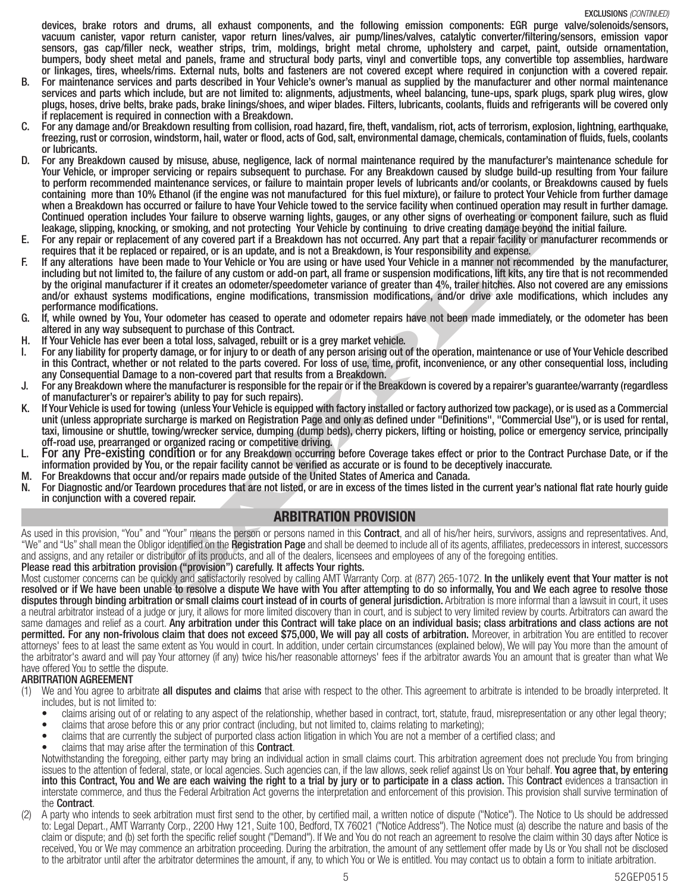devices, brake rotors and drums, all exhaust components, and the following emission components: EGR purge valve/solenoids/sensors, vacuum canister, vapor return canister, vapor return lines/valves, air pump/lines/valves, catalytic converter/filtering/sensors, emission vapor sensors, gas cap/filler neck, weather strips, trim, moldings, bright metal chrome, upholstery and carpet, paint, outside ornamentation, bumpers, body sheet metal and panels, frame and structural body parts, vinyl and convertible tops, any convertible top assemblies, hardware or linkages, tires, wheels/rims. External nuts, bolts and fasteners are not covered except where required in conjunction with a covered repair.

B. For maintenance services and parts described in Your Vehicle's owner's manual as supplied by the manufacturer and other normal maintenance services and parts which include, but are not limited to: alignments, adjustments, wheel balancing, tune-ups, spark plugs, spark plug wires, glow plugs, hoses, drive belts, brake pads, brake linings/shoes, and wiper blades. Filters, lubricants, coolants, fluids and refrigerants will be covered only if replacement is required in connection with a Breakdown.

C. For any damage and/or Breakdown resulting from collision, road hazard, fire, theft, vandalism, riot, acts of terrorism, explosion, lightning, earthquake, freezing, rust or corrosion, windstorm, hail, water or flood, acts of God, salt, environmental damage, chemicals, contamination of fluids, fuels, coolants or lubricants.

D. For any Breakdown caused by misuse, abuse, negligence, lack of normal maintenance required by the manufacturer's maintenance schedule for Your Vehicle, or improper servicing or repairs subsequent to purchase. For any Breakdown caused by sludge build-up resulting from Your failure to perform recommended maintenance services, or failure to maintain proper levels of lubricants and/or coolants, or Breakdowns caused by fuels containing more than 10% Ethanol (if the engine was not manufactured for this fuel mixture), or failure to protect Your Vehicle from further damage when a Breakdown has occurred or failure to have Your Vehicle towed to the service facility when continued operation may result in further damage. Continued operation includes Your failure to observe warning lights, gauges, or any other signs of overheating or component failure, such as fluid leakage, slipping, knocking, or smoking, and not protecting Your Vehicle by continuing to drive creating damage beyond the initial failure.

E. For any repair or replacement of any covered part if a Breakdown has not occurred. Any part that a repair facility or manufacturer recommends or requires that it be replaced or repaired, or is an update, and is not a Breakdown, is Your responsibility and expense.

F. If any alterations have been made to Your Vehicle or You are using or have used Your Vehicle in a manner not recommended by the manufacturer, including but not limited to, the failure of any custom or add-on part, all frame or suspension modifications, lift kits, any tire that is not recommended by the original manufacturer if it creates an odometer/speedometer variance of greater than 4%, trailer hitches. Also not covered are any emissions and/or exhaust systems modifications, engine modifications, transmission modifications, and/or drive axle modifications, which includes any performance modifications.

G. If, while owned by You, Your odometer has ceased to operate and odometer repairs have not been made immediately, or the odometer has been altered in any way subsequent to purchase of this Contract.

H. If Your Vehicle has ever been a total loss, salvaged, rebuilt or is a grey market vehicle.

I. For any liability for property damage, or for injury to or death of any person arising out of the operation, maintenance or use of Your Vehicle described in this Contract, whether or not related to the parts covered. For loss of use, time, profit, inconvenience, or any other consequential loss, including any Consequential Damage to a non-covered part that results from a Breakdown.

J. For any Breakdown where the manufacturer is responsible for the repair or if the Breakdown is covered by a repairer's guarantee/warranty (regardless of manufacturer's or repairer's ability to pay for such repairs).

K. If Your Vehicle is used for towing (unless Your Vehicle is equipped with factory installed or factory authorized tow package), or is used as a Commercial unit (unless appropriate surcharge is marked on Registration Page and only as defined under "Definitions", "Commercial Use"), or is used for rental, taxi, limousine or shuttle, towing/wrecker service, dumping (dump beds), cherry pickers, lifting or hoisting, police or emergency service, principally off-road use, prearranged or organized racing or competitive driving.

L. **For any Pre-existing condition** or for any Breakdown occurring before Coverage takes effect or prior to the Contract Purchase Date, or if the information provided by You, or the repair facility cannot be verified as accurate or is found to be deceptively inaccurate.

M. For Breakdowns that occur and/or repairs made outside of the United States of America and Canada.

N. For Diagnostic and/or Teardown procedures that are not listed, or are in excess of the times listed in the current year's national flat rate hourly guide in conjunction with a covered repair.

## ARBITRATION PROVISION

As used in this provision, "You" and "Your" means the person or persons named in this **Contract**, and all of his/her heirs, survivors, assigns and representatives. And, "We" and "Us" shall mean the Obligor identified on the **Registration Page** and shall be deemed to include all of its agents, affiliates, predecessors in interest, successors and assigns, and any retailer or distributor of its products, and all of the dealers, licensees and employees of any of the foregoing entities.

**Please read this arbitration provision ("provision") carefully. It affects Your rights.**

Most customer concerns can be quickly and satisfactorily resolved by calling AMT Warranty Corp. at (877) 265-1072. **In the unlikely event that Your matter is not resolved or if We have been unable to resolve a dispute We have with You after attempting to do so informally, You and We each agree to resolve those disputes through binding arbitration or small claims court instead of in courts of general jurisdiction.** Arbitration is more informal than a lawsuit in court, it uses a neutral arbitrator instead of a judge or jury, it allows for more limited discovery than in court, and is subject to very limited review by courts. Arbitrators can award the same damages and relief as a court. **Any arbitration under this Contract will take place on an individual basis; class arbitrations and class actions are not permitted. For any non-frivolous claim that does not exceed $75,000, We will pay all costs of arbitration.** Moreover, in arbitration You are entitled to recover attorneys' fees to at least the same extent as You would in court. In addition, under certain circumstances (explained below), We will pay You more than the amount of the arbitrator's award and will pay Your attorney (if any) twice his/her reasonable attorneys' fees if the arbitrator awards You an amount that is greater than what We have offered You to settle the dispute.

**ARBITRATION AGREEMENT**

(1) We and You agree to arbitrate **all disputes and claims** that arise with respect to the other. This agreement to arbitrate is intended to be broadly interpreted. It includes, but is not limited to:

- claims arising out of or relating to any aspect of the relationship, whether based in contract, tort, statute, fraud, misrepresentation or any other legal theory;
- claims that arose before this or any prior contract (including, but not limited to, claims relating to marketing);
- claims that are currently the subject of purported class action litigation in which You are not a member of a certified class; and
- claims that may arise after the termination of this **Contract**.

Notwithstanding the foregoing, either party may bring an individual action in small claims court. This arbitration agreement does not preclude You from bringing issues to the attention of federal, state, or local agencies. Such agencies can, if the law allows, seek relief against Us on Your behalf. **You agree that, by entering into this Contract, You and We are each waiving the right to a trial by jury or to participate in a class action.** This **Contract** evidences a transaction in interstate commerce, and thus the Federal Arbitration Act governs the interpretation and enforcement of this provision. This provision shall survive termination of the **Contract**.

(2) A party who intends to seek arbitration must first send to the other, by certified mail, a written notice of dispute ("Notice"). The Notice to Us should be addressed to: Legal Depart., AMT Warranty Corp., 2200 Hwy 121, Suite 100, Bedford, TX 76021 ("Notice Address"). The Notice must (a) describe the nature and basis of the claim or dispute; and (b) set forth the specific relief sought ("Demand"). If We and You do not reach an agreement to resolve the claim within 30 days after Notice is received, You or We may commence an arbitration proceeding. During the arbitration, the amount of any settlement offer made by Us or You shall not be disclosed to the arbitrator until after the arbitrator determines the amount, if any, to which You or We is entitled. You may contact us to obtain a form to initiate arbitration.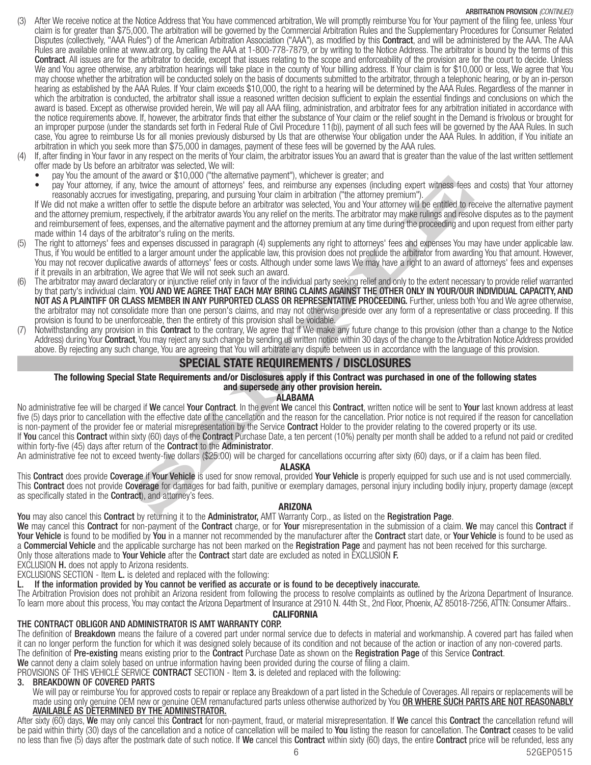(3) After We receive notice at the Notice Address that You have commenced arbitration, We will promptly reimburse You for Your payment of the filing fee, unless Your claim is for greater than $75,000. The arbitration will be governed by the Commercial Arbitration Rules and the Supplementary Procedures for Consumer Related Disputes (collectively, "AAA Rules") of the American Arbitration Association ("AAA"), as modified by this **Contract**, and will be administered by the AAA. The AAA Rules are available online at www.adr.org, by calling the AAA at 1-800-778-7879, or by writing to the Notice Address. The arbitrator is bound by the terms of this **Contract**. All issues are for the arbitrator to decide, except that issues relating to the scope and enforceability of the provision are for the court to decide. Unless We and You agree otherwise, any arbitration hearings will take place in the county of Your billing address. If Your claim is for $10,000 or less, We agree that You may choose whether the arbitration will be conducted solely on the basis of documents submitted to the arbitrator, through a telephonic hearing, or by an in-person hearing as established by the AAA Rules. If Your claim exceeds $10,000, the right to a hearing will be determined by the AAA Rules. Regardless of the manner in which the arbitration is conducted, the arbitrator shall issue a reasoned written decision sufficient to explain the essential findings and conclusions on which the award is based. Except as otherwise provided herein, We will pay all AAA filing, administration, and arbitrator fees for any arbitration initiated in accordance with the notice requirements above. If, however, the arbitrator finds that either the substance of Your claim or the relief sought in the Demand is frivolous or brought for an improper purpose (under the standards set forth in Federal Rule of Civil Procedure 11(b)), payment of all such fees will be governed by the AAA Rules. In such case, You agree to reimburse Us for all monies previously disbursed by Us that are otherwise Your obligation under the AAA Rules. In addition, if You initiate an arbitration in which you seek more than $75,000 in damages, payment of these fees will be governed by the AAA rules.

(4) If, after finding in Your favor in any respect on the merits of Your claim, the arbitrator issues You an award that is greater than the value of the last written settlement offer made by Us before an arbitrator was selected, We will:
- pay You the amount of the award or $10,000 ("the alternative payment"), whichever is greater; and
- pay Your attorney, if any, twice the amount of attorneys' fees, and reimburse any expenses (including expert witness fees and costs) that Your attorney reasonably accrues for investigating, preparing, and pursuing Your claim in arbitration ("the attorney premium").

If We did not make a written offer to settle the dispute before an arbitrator was selected, You and Your attorney will be entitled to receive the alternative payment and the attorney premium, respectively, if the arbitrator awards You any relief on the merits. The arbitrator may make rulings and resolve disputes as to the payment and reimbursement of fees, expenses, and the alternative payment and the attorney premium at any time during the proceeding and upon request from either party made within 14 days of the arbitrator's ruling on the merits.

(5) The right to attorneys' fees and expenses discussed in paragraph (4) supplements any right to attorneys' fees and expenses You may have under applicable law. Thus, if You would be entitled to a larger amount under the applicable law, this provision does not preclude the arbitrator from awarding You that amount. However, You may not recover duplicative awards of attorneys' fees or costs. Although under some laws We may have a right to an award of attorneys' fees and expenses if it prevails in an arbitration, We agree that We will not seek such an award.

(6) The arbitrator may award declaratory or injunctive relief only in favor of the individual party seeking relief and only to the extent necessary to provide relief warranted by that party's individual claim. **YOU AND WE AGREE THAT EACH MAY BRING CLAIMS AGAINST THE OTHER ONLY IN YOUR/OUR INDIVIDUAL CAPACITY, AND NOT AS A PLAINTIFF OR CLASS MEMBER IN ANY PURPORTED CLASS OR REPRESENTATIVE PROCEEDING.** Further, unless both You and We agree otherwise, the arbitrator may not consolidate more than one person's claims, and may not otherwise preside over any form of a representative or class proceeding. If this provision is found to be unenforceable, then the entirety of this provision shall be voidable.

(7) Notwithstanding any provision in this **Contract** to the contrary, We agree that if We make any future change to this provision (other than a change to the Notice Address) during Your **Contract**, You may reject any such change by sending us written notice within 30 days of the change to the Arbitration Notice Address provided above. By rejecting any such change, You are agreeing that You will arbitrate any dispute between us in accordance with the language of this provision.

## SPECIAL STATE REQUIREMENTS / DISCLOSURES

**The following Special State Requirements and/or Disclosures apply if this Contract was purchased in one of the following states and supersede any other provision herein.**

### ALABAMA

No administrative fee will be charged if **We** cancel **Your Contract**. In the event **We** cancel this **Contract**, written notice will be sent to **Your** last known address at least five (5) days prior to cancellation with the effective date of the cancellation and the reason for the cancellation. Prior notice is not required if the reason for cancellation is non-payment of the provider fee or material misrepresentation by the Service **Contract** Holder to the provider relating to the covered property or its use.

If **You** cancel this **Contract** within sixty (60) days of the **Contract** Purchase Date, a ten percent (10%) penalty per month shall be added to a refund not paid or credited within forty-five (45) days after return of the **Contract** to the **Administrator**.

An administrative fee not to exceed twenty-five dollars ($25.00) will be charged for cancellations occurring after sixty (60) days, or if a claim has been filed.

### ALASKA

This **Contract** does provide **Coverage** if **Your Vehicle** is used for snow removal, provided **Your Vehicle** is properly equipped for such use and is not used commercially. This **Contract** does not provide **Coverage** for damages for bad faith, punitive or exemplary damages, personal injury including bodily injury, property damage (except as specifically stated in the **Contract**), and attorney's fees.

### ARIZONA

**You** may also cancel this **Contract** by returning it to the **Administrator,** AMT Warranty Corp., as listed on the **Registration Page**.

**We** may cancel this **Contract** for non-payment of the **Contract** charge, or for **Your** misrepresentation in the submission of a claim. **We** may cancel this **Contract** if **Your Vehicle** is found to be modified by **You** in a manner not recommended by the manufacturer after the **Contract** start date, or **Your Vehicle** is found to be used as a **Commercial Vehicle** and the applicable surcharge has not been marked on the **Registration Page** and payment has not been received for this surcharge.

Only those alterations made to **Your Vehicle** after the **Contract** start date are excluded as noted in EXCLUSION **F.**

EXCLUSION **H.** does not apply to Arizona residents.

EXCLUSIONS SECTION - Item **L.** is deleted and replaced with the following:

**L. If the information provided by You cannot be verified as accurate or is found to be deceptively inaccurate.**

The Arbitration Provision does not prohibit an Arizona resident from following the process to resolve complaints as outlined by the Arizona Department of Insurance. To learn more about this process, You may contact the Arizona Department of Insurance at 2910 N. 44th St., 2nd Floor, Phoenix, AZ 85018-7256, ATTN: Consumer Affairs..

### CALIFORNIA

**THE CONTRACT OBLIGOR AND ADMINISTRATOR IS AMT WARRANTY CORP.**

The definition of **Breakdown** means the failure of a covered part under normal service due to defects in material and workmanship. A covered part has failed when it can no longer perform the function for which it was designed solely because of its condition and not because of the action or inaction of any non-covered parts.

The definition of **Pre-existing** means existing prior to the **Contract** Purchase Date as shown on the **Registration Page** of this Service **Contract**.

**We** cannot deny a claim solely based on untrue information having been provided during the course of filing a claim.

PROVISIONS OF THIS VEHICLE SERVICE **CONTRACT** SECTION - Item **3.** is deleted and replaced with the following:

**3. BREAKDOWN OF COVERED PARTS**

We will pay or reimburse You for approved costs to repair or replace any Breakdown of a part listed in the Schedule of Coverages. All repairs or replacements will be made using only genuine OEM new or genuine OEM remanufactured parts unless otherwise authorized by You **OR WHERE SUCH PARTS ARE NOT REASONABLY AVAILABLE AS DETERMINED BY THE ADMINISTRATOR.**

After sixty (60) days, **We** may only cancel this **Contract** for non-payment, fraud, or material misrepresentation. If **We** cancel this **Contract** the cancellation refund will be paid within thirty (30) days of the cancellation and a notice of cancellation will be mailed to **You** listing the reason for cancellation. The **Contract** ceases to be valid no less than five (5) days after the postmark date of such notice. If **We** cancel this **Contract** within sixty (60) days, the entire **Contract** price will be refunded, less any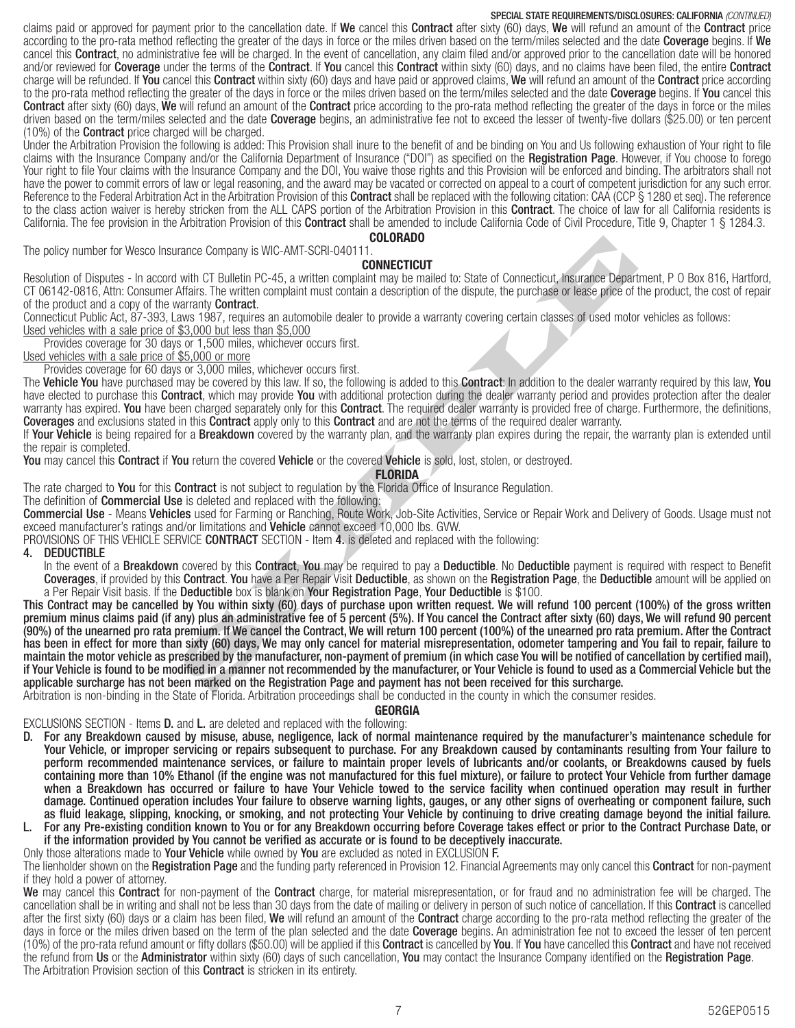claims paid or approved for payment prior to the cancellation date. If **We** cancel this **Contract** after sixty (60) days, **We** will refund an amount of the **Contract** price according to the pro-rata method reflecting the greater of the days in force or the miles driven based on the term/miles selected and the date **Coverage** begins. If **We** cancel this **Contract**, no administrative fee will be charged. In the event of cancellation, any claim filed and/or approved prior to the cancellation date will be honored and/or reviewed for **Coverage** under the terms of the **Contract**. If **You** cancel this **Contract** within sixty (60) days, and no claims have been filed, the entire **Contract** charge will be refunded. If **You** cancel this **Contract** within sixty (60) days and have paid or approved claims, **We** will refund an amount of the **Contract** price according to the pro-rata method reflecting the greater of the days in force or the miles driven based on the term/miles selected and the date **Coverage** begins. If **You** cancel this **Contract** after sixty (60) days, **We** will refund an amount of the **Contract** price according to the pro-rata method reflecting the greater of the days in force or the miles driven based on the term/miles selected and the date **Coverage** begins, an administrative fee not to exceed the lesser of twenty-five dollars ($25.00) or ten percent (10%) of the **Contract** price charged will be charged.

Under the Arbitration Provision the following is added: This Provision shall inure to the benefit of and be binding on You and Us following exhaustion of Your right to file claims with the Insurance Company and/or the California Department of Insurance ("DOI") as specified on the **Registration Page**. However, if You choose to forego Your right to file Your claims with the Insurance Company and the DOI, You waive those rights and this Provision will be enforced and binding. The arbitrators shall not have the power to commit errors of law or legal reasoning, and the award may be vacated or corrected on appeal to a court of competent jurisdiction for any such error. Reference to the Federal Arbitration Act in the Arbitration Provision of this **Contract** shall be replaced with the following citation: CAA (CCP § 1280 et seq). The reference to the class action waiver is hereby stricken from the ALL CAPS portion of the Arbitration Provision in this **Contract**. The choice of law for all California residents is California. The fee provision in the Arbitration Provision of this **Contract** shall be amended to include California Code of Civil Procedure, Title 9, Chapter 1 § 1284.3.

## COLORADO

The policy number for Wesco Insurance Company is WIC-AMT-SCRI-040111.

## CONNECTICUT

Resolution of Disputes - In accord with CT Bulletin PC-45, a written complaint may be mailed to: State of Connecticut, Insurance Department, P O Box 816, Hartford, CT 06142-0816, Attn: Consumer Affairs. The written complaint must contain a description of the dispute, the purchase or lease price of the product, the cost of repair of the product and a copy of the warranty **Contract**.

Connecticut Public Act, 87-393, Laws 1987, requires an automobile dealer to provide a warranty covering certain classes of used motor vehicles as follows:

Used vehicles with a sale price of $3,000 but less than $5,000

Provides coverage for 30 days or 1,500 miles, whichever occurs first.

Used vehicles with a sale price of $5,000 or more

Provides coverage for 60 days or 3,000 miles, whichever occurs first.

The **Vehicle You** have purchased may be covered by this law. If so, the following is added to this **Contract**: In addition to the dealer warranty required by this law, **You** have elected to purchase this **Contract**, which may provide **You** with additional protection during the dealer warranty period and provides protection after the dealer warranty has expired. **You** have been charged separately only for this **Contract**. The required dealer warranty is provided free of charge. Furthermore, the definitions, **Coverages** and exclusions stated in this **Contract** apply only to this **Contract** and are not the terms of the required dealer warranty.

If **Your Vehicle** is being repaired for a **Breakdown** covered by the warranty plan, and the warranty plan expires during the repair, the warranty plan is extended until the repair is completed.

**You** may cancel this **Contract** if **You** return the covered **Vehicle** or the covered **Vehicle** is sold, lost, stolen, or destroyed.

## FLORIDA

The rate charged to **You** for this **Contract** is not subject to regulation by the Florida Office of Insurance Regulation.

The definition of **Commercial Use** is deleted and replaced with the following:

**Commercial Use** - Means **Vehicles** used for Farming or Ranching, Route Work, Job-Site Activities, Service or Repair Work and Delivery of Goods. Usage must not exceed manufacturer's ratings and/or limitations and **Vehicle** cannot exceed 10,000 lbs. GVW.

PROVISIONS OF THIS VEHICLE SERVICE **CONTRACT** SECTION - Item **4.** is deleted and replaced with the following:

**4. DEDUCTIBLE**

In the event of a **Breakdown** covered by this **Contract**, **You** may be required to pay a **Deductible**. No **Deductible** payment is required with respect to Benefit **Coverages**, if provided by this **Contract**. **You** have a Per Repair Visit **Deductible**, as shown on the **Registration Page**, the **Deductible** amount will be applied on a Per Repair Visit basis. If the **Deductible** box is blank on **Your Registration Page**, **Your Deductible** is $100.

**This Contract may be cancelled by You within sixty (60) days of purchase upon written request. We will refund 100 percent (100%) of the gross written premium minus claims paid (if any) plus an administrative fee of 5 percent (5%). If You cancel the Contract after sixty (60) days, We will refund 90 percent (90%) of the unearned pro rata premium. If We cancel the Contract, We will return 100 percent (100%) of the unearned pro rata premium. After the Contract has been in effect for more than sixty (60) days, We may only cancel for material misrepresentation, odometer tampering and You fail to repair, failure to maintain the motor vehicle as prescribed by the manufacturer, non-payment of premium (in which case You will be notified of cancellation by certified mail), if Your Vehicle is found to be modified in a manner not recommended by the manufacturer, or Your Vehicle is found to used as a Commercial Vehicle but the applicable surcharge has not been marked on the Registration Page and payment has not been received for this surcharge.**

Arbitration is non-binding in the State of Florida. Arbitration proceedings shall be conducted in the county in which the consumer resides.

## GEORGIA

EXCLUSIONS SECTION - Items **D.** and **L.** are deleted and replaced with the following:

**D. For any Breakdown caused by misuse, abuse, negligence, lack of normal maintenance required by the manufacturer's maintenance schedule for Your Vehicle, or improper servicing or repairs subsequent to purchase. For any Breakdown caused by contaminants resulting from Your failure to perform recommended maintenance services, or failure to maintain proper levels of lubricants and/or coolants, or Breakdowns caused by fuels containing more than 10% Ethanol (if the engine was not manufactured for this fuel mixture), or failure to protect Your Vehicle from further damage when a Breakdown has occurred or failure to have Your Vehicle towed to the service facility when continued operation may result in further damage. Continued operation includes Your failure to observe warning lights, gauges, or any other signs of overheating or component failure, such as fluid leakage, slipping, knocking, or smoking, and not protecting Your Vehicle by continuing to drive creating damage beyond the initial failure.**

**L. For any Pre-existing condition known to You or for any Breakdown occurring before Coverage takes effect or prior to the Contract Purchase Date, or if the information provided by You cannot be verified as accurate or is found to be deceptively inaccurate.**

Only those alterations made to **Your Vehicle** while owned by **You** are excluded as noted in EXCLUSION **F.**

The lienholder shown on the **Registration Page** and the funding party referenced in Provision 12. Financial Agreements may only cancel this **Contract** for non-payment if they hold a power of attorney.

**We** may cancel this **Contract** for non-payment of the **Contract** charge, for material misrepresentation, or for fraud and no administration fee will be charged. The cancellation shall be in writing and shall not be less than 30 days from the date of mailing or delivery in person of such notice of cancellation. If this **Contract** is cancelled after the first sixty (60) days or a claim has been filed, **We** will refund an amount of the **Contract** charge according to the pro-rata method reflecting the greater of the days in force or the miles driven based on the term of the plan selected and the date **Coverage** begins. An administration fee not to exceed the lesser of ten percent (10%) of the pro-rata refund amount or fifty dollars ($50.00) will be applied if this **Contract** is cancelled by **You**. If **You** have cancelled this **Contract** and have not received the refund from **Us** or the **Administrator** within sixty (60) days of such cancellation, **You** may contact the Insurance Company identified on the **Registration Page**.

The Arbitration Provision section of this **Contract** is stricken in its entirety.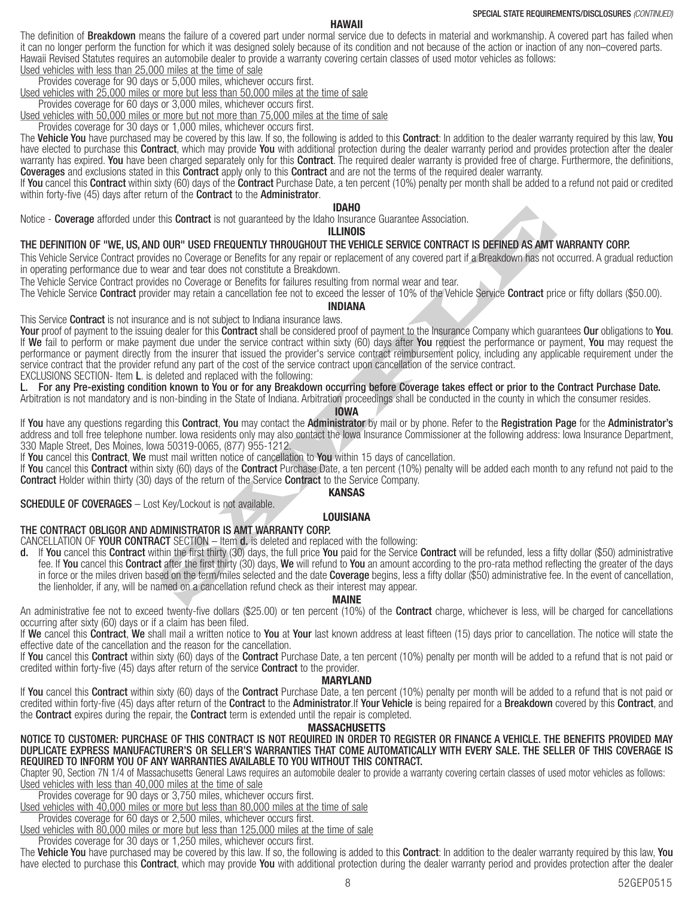## HAWAII

The definition of **Breakdown** means the failure of a covered part under normal service due to defects in material and workmanship. A covered part has failed when it can no longer perform the function for which it was designed solely because of its condition and not because of the action or inaction of any non–covered parts.

Hawaii Revised Statutes requires an automobile dealer to provide a warranty covering certain classes of used motor vehicles as follows:

Used vehicles with less than 25,000 miles at the time of sale

Provides coverage for 90 days or 5,000 miles, whichever occurs first.

Used vehicles with 25,000 miles or more but less than 50,000 miles at the time of sale

Provides coverage for 60 days or 3,000 miles, whichever occurs first.

Used vehicles with 50,000 miles or more but not more than 75,000 miles at the time of sale

Provides coverage for 30 days or 1,000 miles, whichever occurs first.

The **Vehicle You** have purchased may be covered by this law. If so, the following is added to this **Contract**: In addition to the dealer warranty required by this law, **You** have elected to purchase this **Contract**, which may provide **You** with additional protection during the dealer warranty period and provides protection after the dealer warranty has expired. **You** have been charged separately only for this **Contract**. The required dealer warranty is provided free of charge. Furthermore, the definitions, **Coverages** and exclusions stated in this **Contract** apply only to this **Contract** and are not the terms of the required dealer warranty.

If **You** cancel this **Contract** within sixty (60) days of the **Contract** Purchase Date, a ten percent (10%) penalty per month shall be added to a refund not paid or credited within forty-five (45) days after return of the **Contract** to the **Administrator**.

## IDAHO

Notice - **Coverage** afforded under this **Contract** is not guaranteed by the Idaho Insurance Guarantee Association.

## ILLINOIS

**THE DEFINITION OF "WE, US, AND OUR" USED FREQUENTLY THROUGHOUT THE VEHICLE SERVICE CONTRACT IS DEFINED AS AMT WARRANTY CORP.**

This Vehicle Service Contract provides no Coverage or Benefits for any repair or replacement of any covered part if a Breakdown has not occurred. A gradual reduction in operating performance due to wear and tear does not constitute a Breakdown.

The Vehicle Service Contract provides no Coverage or Benefits for failures resulting from normal wear and tear.

The Vehicle Service **Contract** provider may retain a cancellation fee not to exceed the lesser of 10% of the Vehicle Service **Contract** price or fifty dollars ($50.00).

## INDIANA

This Service **Contract** is not insurance and is not subject to Indiana insurance laws.

**Your** proof of payment to the issuing dealer for this **Contract** shall be considered proof of payment to the Insurance Company which guarantees **Our** obligations to **You**. If **We** fail to perform or make payment due under the service contract within sixty (60) days after **You** request the performance or payment, **You** may request the performance or payment directly from the insurer that issued the provider's service contract reimbursement policy, including any applicable requirement under the service contract that the provider refund any part of the cost of the service contract upon cancellation of the service contract.

EXCLUSIONS SECTION- Item **L**. is deleted and replaced with the following:

**L. For any Pre-existing condition known to You or for any Breakdown occurring before Coverage takes effect or prior to the Contract Purchase Date.**

Arbitration is not mandatory and is non-binding in the State of Indiana. Arbitration proceedings shall be conducted in the county in which the consumer resides.

## IOWA

If **You** have any questions regarding this **Contract**, **You** may contact the **Administrator** by mail or by phone. Refer to the **Registration Page** for the **Administrator's** address and toll free telephone number. Iowa residents only may also contact the Iowa Insurance Commissioner at the following address: Iowa Insurance Department, 330 Maple Street, Des Moines, Iowa 50319-0065, (877) 955-1212.

If **You** cancel this **Contract**, **We** must mail written notice of cancellation to **You** within 15 days of cancellation.

If **You** cancel this **Contract** within sixty (60) days of the **Contract** Purchase Date, a ten percent (10%) penalty will be added each month to any refund not paid to the **Contract** Holder within thirty (30) days of the return of the Service **Contract** to the Service Company.

## KANSAS

**SCHEDULE OF COVERAGES** – Lost Key/Lockout is not available.

## LOUISIANA

**THE CONTRACT OBLIGOR AND ADMINISTRATOR IS AMT WARRANTY CORP.**

CANCELLATION OF **YOUR CONTRACT** SECTION – Item **d.** is deleted and replaced with the following:

**d.** If **You** cancel this **Contract** within the first thirty (30) days, the full price **You** paid for the Service **Contract** will be refunded, less a fifty dollar ($50) administrative fee. If **You** cancel this **Contract** after the first thirty (30) days, **We** will refund to **You** an amount according to the pro-rata method reflecting the greater of the days in force or the miles driven based on the term/miles selected and the date **Coverage** begins, less a fifty dollar ($50) administrative fee. In the event of cancellation, the lienholder, if any, will be named on a cancellation refund check as their interest may appear.

## MAINE

An administrative fee not to exceed twenty-five dollars ($25.00) or ten percent (10%) of the **Contract** charge, whichever is less, will be charged for cancellations occurring after sixty (60) days or if a claim has been filed.

If **We** cancel this **Contract**, **We** shall mail a written notice to **You** at **Your** last known address at least fifteen (15) days prior to cancellation. The notice will state the effective date of the cancellation and the reason for the cancellation.

If **You** cancel this **Contract** within sixty (60) days of the **Contract** Purchase Date, a ten percent (10%) penalty per month will be added to a refund that is not paid or credited within forty-five (45) days after return of the service **Contract** to the provider.

## MARYLAND

If **You** cancel this **Contract** within sixty (60) days of the **Contract** Purchase Date, a ten percent (10%) penalty per month will be added to a refund that is not paid or credited within forty-five (45) days after return of the **Contract** to the **Administrator**.If **Your Vehicle** is being repaired for a **Breakdown** covered by this **Contract**, and the **Contract** expires during the repair, the **Contract** term is extended until the repair is completed.

## MASSACHUSETTS

**NOTICE TO CUSTOMER: PURCHASE OF THIS CONTRACT IS NOT REQUIRED IN ORDER TO REGISTER OR FINANCE A VEHICLE. THE BENEFITS PROVIDED MAY DUPLICATE EXPRESS MANUFACTURER'S OR SELLER'S WARRANTIES THAT COME AUTOMATICALLY WITH EVERY SALE. THE SELLER OF THIS COVERAGE IS REQUIRED TO INFORM YOU OF ANY WARRANTIES AVAILABLE TO YOU WITHOUT THIS CONTRACT.**

Chapter 90, Section 7N 1/4 of Massachusetts General Laws requires an automobile dealer to provide a warranty covering certain classes of used motor vehicles as follows:

Used vehicles with less than 40,000 miles at the time of sale

Provides coverage for 90 days or 3,750 miles, whichever occurs first.

Used vehicles with 40,000 miles or more but less than 80,000 miles at the time of sale

Provides coverage for 60 days or 2,500 miles, whichever occurs first.

Used vehicles with 80,000 miles or more but less than 125,000 miles at the time of sale

Provides coverage for 30 days or 1,250 miles, whichever occurs first.

The **Vehicle You** have purchased may be covered by this law. If so, the following is added to this **Contract**: In addition to the dealer warranty required by this law, **You** have elected to purchase this **Contract**, which may provide **You** with additional protection during the dealer warranty period and provides protection after the dealer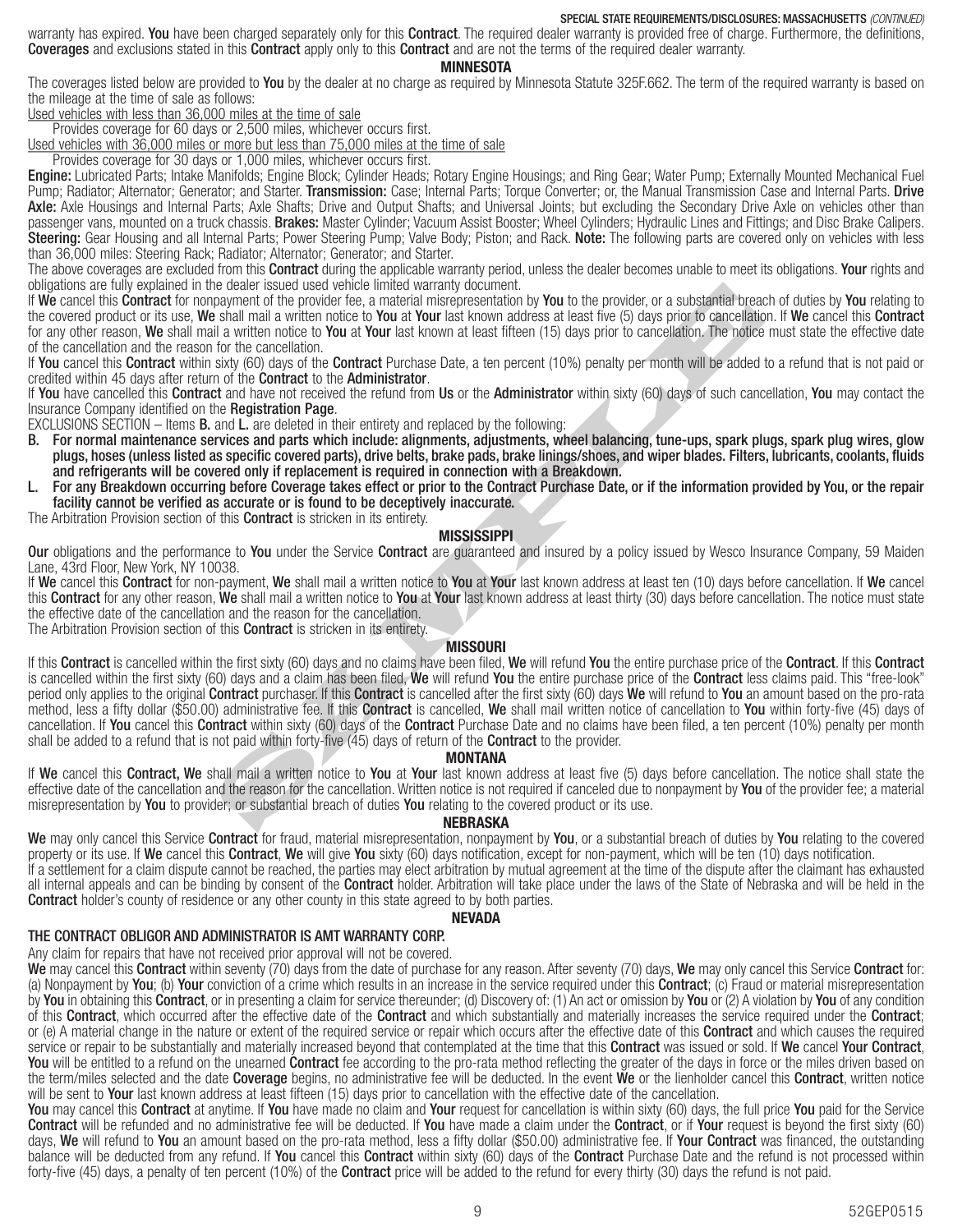warranty has expired. **You** have been charged separately only for this **Contract**. The required dealer warranty is provided free of charge. Furthermore, the definitions, **Coverages** and exclusions stated in this **Contract** apply only to this **Contract** and are not the terms of the required dealer warranty.

## MINNESOTA

The coverages listed below are provided to **You** by the dealer at no charge as required by Minnesota Statute 325F.662. The term of the required warranty is based on the mileage at the time of sale as follows:

Used vehicles with less than 36,000 miles at the time of sale

Provides coverage for 60 days or 2,500 miles, whichever occurs first.

Used vehicles with 36,000 miles or more but less than 75,000 miles at the time of sale

Provides coverage for 30 days or 1,000 miles, whichever occurs first.

**Engine:** Lubricated Parts; Intake Manifolds; Engine Block; Cylinder Heads; Rotary Engine Housings; and Ring Gear; Water Pump; Externally Mounted Mechanical Fuel Pump; Radiator; Alternator; Generator; and Starter. **Transmission:** Case; Internal Parts; Torque Converter; or, the Manual Transmission Case and Internal Parts. **Drive Axle:** Axle Housings and Internal Parts; Axle Shafts; Drive and Output Shafts; and Universal Joints; but excluding the Secondary Drive Axle on vehicles other than passenger vans, mounted on a truck chassis. **Brakes:** Master Cylinder; Vacuum Assist Booster; Wheel Cylinders; Hydraulic Lines and Fittings; and Disc Brake Calipers. **Steering:** Gear Housing and all Internal Parts; Power Steering Pump; Valve Body; Piston; and Rack. **Note:** The following parts are covered only on vehicles with less than 36,000 miles: Steering Rack; Radiator; Alternator; Generator; and Starter.

The above coverages are excluded from this **Contract** during the applicable warranty period, unless the dealer becomes unable to meet its obligations. **Your** rights and obligations are fully explained in the dealer issued used vehicle limited warranty document.

If **We** cancel this **Contract** for nonpayment of the provider fee, a material misrepresentation by **You** to the provider, or a substantial breach of duties by **You** relating to the covered product or its use, **We** shall mail a written notice to **You** at **Your** last known address at least five (5) days prior to cancellation. If **We** cancel this **Contract** for any other reason, **We** shall mail a written notice to **You** at **Your** last known at least fifteen (15) days prior to cancellation. The notice must state the effective date of the cancellation and the reason for the cancellation.

If **You** cancel this **Contract** within sixty (60) days of the **Contract** Purchase Date, a ten percent (10%) penalty per month will be added to a refund that is not paid or credited within 45 days after return of the **Contract** to the **Administrator**.

If **You** have cancelled this **Contract** and have not received the refund from **Us** or the **Administrator** within sixty (60) days of such cancellation, **You** may contact the Insurance Company identified on the **Registration Page**.

EXCLUSIONS SECTION – Items **B.** and **L.** are deleted in their entirety and replaced by the following:

**B. For normal maintenance services and parts which include: alignments, adjustments, wheel balancing, tune-ups, spark plugs, spark plug wires, glow plugs, hoses (unless listed as specific covered parts), drive belts, brake pads, brake linings/shoes, and wiper blades. Filters, lubricants, coolants, fluids and refrigerants will be covered only if replacement is required in connection with a Breakdown.**

**L. For any Breakdown occurring before Coverage takes effect or prior to the Contract Purchase Date, or if the information provided by You, or the repair facility cannot be verified as accurate or is found to be deceptively inaccurate.**

The Arbitration Provision section of this **Contract** is stricken in its entirety.

## MISSISSIPPI

**Our** obligations and the performance to **You** under the Service **Contract** are guaranteed and insured by a policy issued by Wesco Insurance Company, 59 Maiden Lane, 43rd Floor, New York, NY 10038.

If **We** cancel this **Contract** for non-payment, **We** shall mail a written notice to **You** at **Your** last known address at least ten (10) days before cancellation. If **We** cancel this **Contract** for any other reason, **We** shall mail a written notice to **You** at **Your** last known address at least thirty (30) days before cancellation. The notice must state the effective date of the cancellation and the reason for the cancellation.

The Arbitration Provision section of this **Contract** is stricken in its entirety.

## MISSOURI

If this **Contract** is cancelled within the first sixty (60) days and no claims have been filed, **We** will refund **You** the entire purchase price of the **Contract**. If this **Contract** is cancelled within the first sixty (60) days and a claim has been filed, **We** will refund **You** the entire purchase price of the **Contract** less claims paid. This "free-look" period only applies to the original **Contract** purchaser. If this **Contract** is cancelled after the first sixty (60) days **We** will refund to **You** an amount based on the pro-rata method, less a fifty dollar ($50.00) administrative fee. If this **Contract** is cancelled, **We** shall mail written notice of cancellation to **You** within forty-five (45) days of cancellation. If **You** cancel this **Contract** within sixty (60) days of the **Contract** Purchase Date and no claims have been filed, a ten percent (10%) penalty per month shall be added to a refund that is not paid within forty-five (45) days of return of the **Contract** to the provider.

## MONTANA

If **We** cancel this **Contract, We** shall mail a written notice to **You** at **Your** last known address at least five (5) days before cancellation. The notice shall state the effective date of the cancellation and the reason for the cancellation. Written notice is not required if canceled due to nonpayment by **You** of the provider fee; a material misrepresentation by **You** to provider; or substantial breach of duties **You** relating to the covered product or its use.

## NEBRASKA

**We** may only cancel this Service **Contract** for fraud, material misrepresentation, nonpayment by **You**, or a substantial breach of duties by **You** relating to the covered property or its use. If **We** cancel this **Contract**, **We** will give **You** sixty (60) days notification, except for non-payment, which will be ten (10) days notification.

If a settlement for a claim dispute cannot be reached, the parties may elect arbitration by mutual agreement at the time of the dispute after the claimant has exhausted all internal appeals and can be binding by consent of the **Contract** holder. Arbitration will take place under the laws of the State of Nebraska and will be held in the **Contract** holder's county of residence or any other county in this state agreed to by both parties.

## NEVADA

**THE CONTRACT OBLIGOR AND ADMINISTRATOR IS AMT WARRANTY CORP.**

Any claim for repairs that have not received prior approval will not be covered.

**We** may cancel this **Contract** within seventy (70) days from the date of purchase for any reason. After seventy (70) days, **We** may only cancel this Service **Contract** for: (a) Nonpayment by **You**; (b) **Your** conviction of a crime which results in an increase in the service required under this **Contract**; (c) Fraud or material misrepresentation by **You** in obtaining this **Contract**, or in presenting a claim for service thereunder; (d) Discovery of: (1) An act or omission by **You** or (2) A violation by **You** of any condition of this **Contract**, which occurred after the effective date of the **Contract** and which substantially and materially increases the service required under the **Contract**; or (e) A material change in the nature or extent of the required service or repair which occurs after the effective date of this **Contract** and which causes the required service or repair to be substantially and materially increased beyond that contemplated at the time that this **Contract** was issued or sold. If **We** cancel **Your Contract**, **You** will be entitled to a refund on the unearned **Contract** fee according to the pro-rata method reflecting the greater of the days in force or the miles driven based on the term/miles selected and the date **Coverage** begins, no administrative fee will be deducted. In the event **We** or the lienholder cancel this **Contract**, written notice will be sent to **Your** last known address at least fifteen (15) days prior to cancellation with the effective date of the cancellation.

**You** may cancel this **Contract** at anytime. If **You** have made no claim and **Your** request for cancellation is within sixty (60) days, the full price **You** paid for the Service **Contract** will be refunded and no administrative fee will be deducted. If **You** have made a claim under the **Contract**, or if **Your** request is beyond the first sixty (60) days, **We** will refund to **You** an amount based on the pro-rata method, less a fifty dollar ($50.00) administrative fee. If **Your Contract** was financed, the outstanding balance will be deducted from any refund. If **You** cancel this **Contract** within sixty (60) days of the **Contract** Purchase Date and the refund is not processed within forty-five (45) days, a penalty of ten percent (10%) of the **Contract** price will be added to the refund for every thirty (30) days the refund is not paid.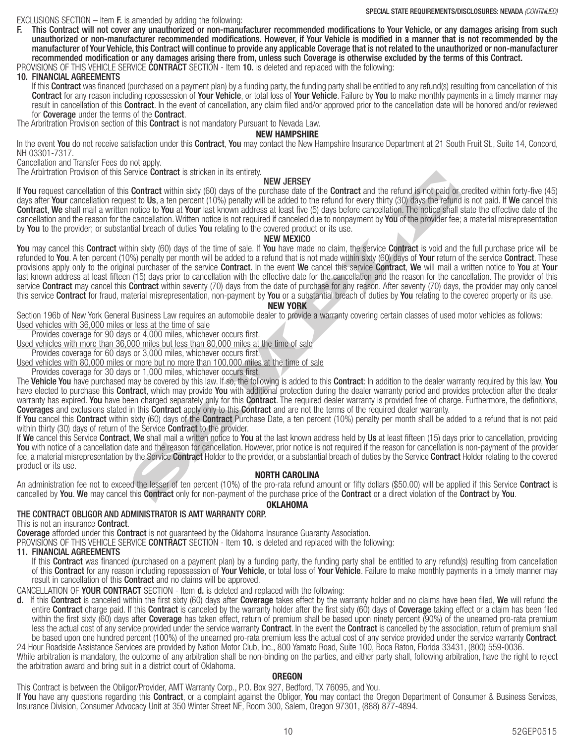EXCLUSIONS SECTION – Item **F.** is amended by adding the following:

**F. This Contract will not cover any unauthorized or non-manufacturer recommended modifications to Your Vehicle, or any damages arising from such unauthorized or non-manufacturer recommended modifications. However, if Your Vehicle is modified in a manner that is not recommended by the manufacturer of Your Vehicle, this Contract will continue to provide any applicable Coverage that is not related to the unauthorized or non-manufacturer recommended modification or any damages arising there from, unless such Coverage is otherwise excluded by the terms of this Contract.**

PROVISIONS OF THIS VEHICLE SERVICE **CONTRACT** SECTION - Item **10.** is deleted and replaced with the following:

**10. FINANCIAL AGREEMENTS**

If this **Contract** was financed (purchased on a payment plan) by a funding party, the funding party shall be entitled to any refund(s) resulting from cancellation of this **Contract** for any reason including repossession of **Your Vehicle**, or total loss of **Your Vehicle**. Failure by **You** to make monthly payments in a timely manner may result in cancellation of this **Contract**. In the event of cancellation, any claim filed and/or approved prior to the cancellation date will be honored and/or reviewed for **Coverage** under the terms of the **Contract**.

The Arbitration Provision section of this **Contract** is not mandatory Pursuant to Nevada Law.

## NEW HAMPSHIRE

In the event **You** do not receive satisfaction under this **Contract**, **You** may contact the New Hampshire Insurance Department at 21 South Fruit St., Suite 14, Concord, NH 03301-7317.

Cancellation and Transfer Fees do not apply.

The Arbitration Provision of this Service **Contract** is stricken in its entirety.

## NEW JERSEY

If **You** request cancellation of this **Contract** within sixty (60) days of the purchase date of the **Contract** and the refund is not paid or credited within forty-five (45) days after **Your** cancellation request to **Us**, a ten percent (10%) penalty will be added to the refund for every thirty (30) days the refund is not paid. If **We** cancel this **Contract**, **We** shall mail a written notice to **You** at **Your** last known address at least five (5) days before cancellation. The notice shall state the effective date of the cancellation and the reason for the cancellation. Written notice is not required if canceled due to nonpayment by **You** of the provider fee; a material misrepresentation by **You** to the provider; or substantial breach of duties **You** relating to the covered product or its use.

## NEW MEXICO

**You** may cancel this **Contract** within sixty (60) days of the time of sale. If **You** have made no claim, the service **Contract** is void and the full purchase price will be refunded to **You**. A ten percent (10%) penalty per month will be added to a refund that is not made within sixty (60) days of **Your** return of the service **Contract**. These provisions apply only to the original purchaser of the service **Contract**. In the event **We** cancel this service **Contract**, **We** will mail a written notice to **You** at **Your** last known address at least fifteen (15) days prior to cancellation with the effective date for the cancellation and the reason for the cancellation. The provider of this service **Contract** may cancel this **Contract** within seventy (70) days from the date of purchase for any reason. After seventy (70) days, the provider may only cancel this service **Contract** for fraud, material misrepresentation, non-payment by **You** or a substantial breach of duties by **You** relating to the covered property or its use.

## NEW YORK

Section 196b of New York General Business Law requires an automobile dealer to provide a warranty covering certain classes of used motor vehicles as follows:

<u>Used vehicles with 36,000 miles or less at the time of sale</u>

Provides coverage for 90 days or 4,000 miles, whichever occurs first.

<u>Used vehicles with more than 36,000 miles but less than 80,000 miles at the time of sale</u>

Provides coverage for 60 days or 3,000 miles, whichever occurs first.

<u>Used vehicles with 80,000 miles or more but no more than 100,000 miles at the time of sale</u>

Provides coverage for 30 days or 1,000 miles, whichever occurs first.

The **Vehicle You** have purchased may be covered by this law. If so, the following is added to this **Contract**: In addition to the dealer warranty required by this law, **You** have elected to purchase this **Contract**, which may provide **You** with additional protection during the dealer warranty period and provides protection after the dealer warranty has expired. **You** have been charged separately only for this **Contract**. The required dealer warranty is provided free of charge. Furthermore, the definitions, **Coverages** and exclusions stated in this **Contract** apply only to this **Contract** and are not the terms of the required dealer warranty.

If **You** cancel this **Contract** within sixty (60) days of the **Contract** Purchase Date, a ten percent (10%) penalty per month shall be added to a refund that is not paid within thirty (30) days of return of the Service **Contract** to the provider.

If **We** cancel this Service **Contract**, **We** shall mail a written notice to **You** at the last known address held by **Us** at least fifteen (15) days prior to cancellation, providing **You** with notice of a cancellation date and the reason for cancellation. However, prior notice is not required if the reason for cancellation is non-payment of the provider fee, a material misrepresentation by the Service **Contract** Holder to the provider, or a substantial breach of duties by the Service **Contract** Holder relating to the covered product or its use.

## NORTH CAROLINA

An administration fee not to exceed the lesser of ten percent (10%) of the pro-rata refund amount or fifty dollars ($50.00) will be applied if this Service **Contract** is cancelled by **You**. **We** may cancel this **Contract** only for non-payment of the purchase price of the **Contract** or a direct violation of the **Contract** by **You**.

## OKLAHOMA

**THE CONTRACT OBLIGOR AND ADMINISTRATOR IS AMT WARRANTY CORP.**

This is not an insurance **Contract**.

**Coverage** afforded under this **Contract** is not guaranteed by the Oklahoma Insurance Guaranty Association.

PROVISIONS OF THIS VEHICLE SERVICE **CONTRACT** SECTION - Item **10.** is deleted and replaced with the following:

**11. FINANCIAL AGREEMENTS**

If this **Contract** was financed (purchased on a payment plan) by a funding party, the funding party shall be entitled to any refund(s) resulting from cancellation of this **Contract** for any reason including repossession of **Your Vehicle**, or total loss of **Your Vehicle**. Failure to make monthly payments in a timely manner may result in cancellation of this **Contract** and no claims will be approved.

CANCELLATION OF **YOUR CONTRACT** SECTION - Item **d.** is deleted and replaced with the following:

**d.** If this **Contract** is canceled within the first sixty (60) days after **Coverage** takes effect by the warranty holder and no claims have been filed, **We** will refund the entire **Contract** charge paid. If this **Contract** is canceled by the warranty holder after the first sixty (60) days of **Coverage** taking effect or a claim has been filed within the first sixty (60) days after **Coverage** has taken effect, return of premium shall be based upon ninety percent (90%) of the unearned pro-rata premium less the actual cost of any service provided under the service warranty **Contract**. In the event the **Contract** is cancelled by the association, return of premium shall be based upon one hundred percent (100%) of the unearned pro-rata premium less the actual cost of any service provided under the service warranty **Contract**.

24 Hour Roadside Assistance Services are provided by Nation Motor Club, Inc., 800 Yamato Road, Suite 100, Boca Raton, Florida 33431, (800) 559-0036.

While arbitration is mandatory, the outcome of any arbitration shall be non-binding on the parties, and either party shall, following arbitration, have the right to reject the arbitration award and bring suit in a district court of Oklahoma.

## OREGON

This Contract is between the Obligor/Provider, AMT Warranty Corp., P.O. Box 927, Bedford, TX 76095, and You.

If **You** have any questions regarding this **Contract**, or a complaint against the Obligor, **You** may contact the Oregon Department of Consumer & Business Services, Insurance Division, Consumer Advocacy Unit at 350 Winter Street NE, Room 300, Salem, Oregon 97301, (888) 877-4894.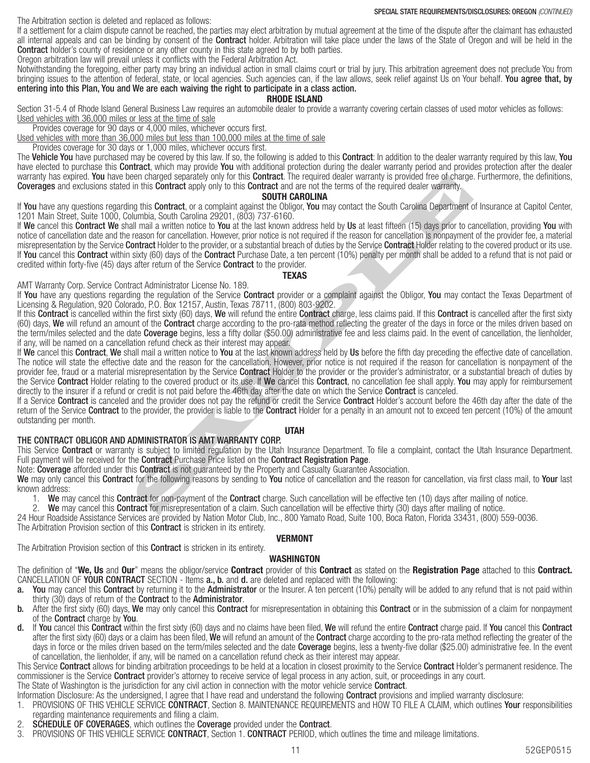The Arbitration section is deleted and replaced as follows:

If a settlement for a claim dispute cannot be reached, the parties may elect arbitration by mutual agreement at the time of the dispute after the claimant has exhausted all internal appeals and can be binding by consent of the **Contract** holder. Arbitration will take place under the laws of the State of Oregon and will be held in the **Contract** holder's county of residence or any other county in this state agreed to by both parties.

Oregon arbitration law will prevail unless it conflicts with the Federal Arbitration Act.

Notwithstanding the foregoing, either party may bring an individual action in small claims court or trial by jury. This arbitration agreement does not preclude You from bringing issues to the attention of federal, state, or local agencies. Such agencies can, if the law allows, seek relief against Us on Your behalf. **You agree that, by entering into this Plan, You and We are each waiving the right to participate in a class action.**

### RHODE ISLAND

Section 31-5.4 of Rhode Island General Business Law requires an automobile dealer to provide a warranty covering certain classes of used motor vehicles as follows:

Used vehicles with 36,000 miles or less at the time of sale

Provides coverage for 90 days or 4,000 miles, whichever occurs first.

Used vehicles with more than 36,000 miles but less than 100,000 miles at the time of sale

Provides coverage for 30 days or 1,000 miles, whichever occurs first.

The **Vehicle You** have purchased may be covered by this law. If so, the following is added to this **Contract**: In addition to the dealer warranty required by this law, **You** have elected to purchase this **Contract**, which may provide **You** with additional protection during the dealer warranty period and provides protection after the dealer warranty has expired. **You** have been charged separately only for this **Contract**. The required dealer warranty is provided free of charge. Furthermore, the definitions, **Coverages** and exclusions stated in this **Contract** apply only to this **Contract** and are not the terms of the required dealer warranty.

### SOUTH CAROLINA

If **You** have any questions regarding this **Contract**, or a complaint against the Obligor, **You** may contact the South Carolina Department of Insurance at Capitol Center, 1201 Main Street, Suite 1000, Columbia, South Carolina 29201, (803) 737-6160.

If **We** cancel this **Contract We** shall mail a written notice to **You** at the last known address held by **Us** at least fifteen (15) days prior to cancellation, providing **You** with notice of cancellation date and the reason for cancellation. However, prior notice is not required if the reason for cancellation is nonpayment of the provider fee, a material misrepresentation by the Service **Contract** Holder to the provider, or a substantial breach of duties by the Service **Contract** Holder relating to the covered product or its use. If **You** cancel this **Contract** within sixty (60) days of the **Contract** Purchase Date, a ten percent (10%) penalty per month shall be added to a refund that is not paid or credited within forty-five (45) days after return of the Service **Contract** to the provider.

### TEXAS

AMT Warranty Corp. Service Contract Administrator License No. 189.

If **You** have any questions regarding the regulation of the Service **Contract** provider or a complaint against the Obligor, **You** may contact the Texas Department of Licensing & Regulation, 920 Colorado, P.O. Box 12157, Austin, Texas 78711, (800) 803-9202.

If this **Contract** is cancelled within the first sixty (60) days, **We** will refund the entire **Contract** charge, less claims paid. If this **Contract** is cancelled after the first sixty (60) days, **We** will refund an amount of the **Contract** charge according to the pro-rata method reflecting the greater of the days in force or the miles driven based on the term/miles selected and the date **Coverage** begins, less a fifty dollar ($50.00) administrative fee and less claims paid. In the event of cancellation, the lienholder, if any, will be named on a cancellation refund check as their interest may appear.

If **We** cancel this **Contract**, **We** shall mail a written notice to **You** at the last known address held by **Us** before the fifth day preceding the effective date of cancellation. The notice will state the effective date and the reason for the cancellation. However, prior notice is not required if the reason for cancellation is nonpayment of the provider fee, fraud or a material misrepresentation by the Service **Contract** Holder to the provider or the provider's administrator, or a substantial breach of duties by the Service **Contract** Holder relating to the covered product or its use. If **We** cancel this **Contract**, no cancellation fee shall apply. **You** may apply for reimbursement directly to the insurer if a refund or credit is not paid before the 46th day after the date on which the Service **Contract** is canceled.

If a Service **Contract** is canceled and the provider does not pay the refund or credit the Service **Contract** Holder's account before the 46th day after the date of the return of the Service **Contract** to the provider, the provider is liable to the **Contract** Holder for a penalty in an amount not to exceed ten percent (10%) of the amount outstanding per month.

### UTAH

**THE CONTRACT OBLIGOR AND ADMINISTRATOR IS AMT WARRANTY CORP.**

This Service **Contract** or warranty is subject to limited regulation by the Utah Insurance Department. To file a complaint, contact the Utah Insurance Department. Full payment will be received for the **Contract** Purchase Price listed on the **Contract Registration Page**.

Note: **Coverage** afforded under this **Contract** is not guaranteed by the Property and Casualty Guarantee Association.

**We** may only cancel this **Contract** for the following reasons by sending to **You** notice of cancellation and the reason for cancellation, via first class mail, to **Your** last known address:

1. **We** may cancel this **Contract** for non-payment of the **Contract** charge. Such cancellation will be effective ten (10) days after mailing of notice.
2. **We** may cancel this **Contract** for misrepresentation of a claim. Such cancellation will be effective thirty (30) days after mailing of notice.

24 Hour Roadside Assistance Services are provided by Nation Motor Club, Inc., 800 Yamato Road, Suite 100, Boca Raton, Florida 33431, (800) 559-0036.

The Arbitration Provision section of this **Contract** is stricken in its entirety.

### VERMONT

The Arbitration Provision section of this **Contract** is stricken in its entirety.

### WASHINGTON

The definition of "**We, Us** and **Our**" means the obligor/service **Contract** provider of this **Contract** as stated on the **Registration Page** attached to this **Contract.**

CANCELLATION OF **YOUR CONTRACT** SECTION - Items **a., b.** and **d.** are deleted and replaced with the following:

**a.** **You** may cancel this **Contract** by returning it to the **Administrator** or the Insurer. A ten percent (10%) penalty will be added to any refund that is not paid within thirty (30) days of return of the **Contract** to the **Administrator**.

**b.** After the first sixty (60) days, **We** may only cancel this **Contract** for misrepresentation in obtaining this **Contract** or in the submission of a claim for nonpayment of the **Contract** charge by **You**.

**d.** If **You** cancel this **Contract** within the first sixty (60) days and no claims have been filed, **We** will refund the entire **Contract** charge paid. If **You** cancel this **Contract** after the first sixty (60) days or a claim has been filed, **We** will refund an amount of the **Contract** charge according to the pro-rata method reflecting the greater of the days in force or the miles driven based on the term/miles selected and the date **Coverage** begins, less a twenty-five dollar ($25.00) administrative fee. In the event of cancellation, the lienholder, if any, will be named on a cancellation refund check as their interest may appear.

This Service **Contract** allows for binding arbitration proceedings to be held at a location in closest proximity to the Service **Contract** Holder's permanent residence. The commissioner is the Service **Contract** provider's attorney to receive service of legal process in any action, suit, or proceedings in any court.

The State of Washington is the jurisdiction for any civil action in connection with the motor vehicle service **Contract**.

Information Disclosure: As the undersigned, I agree that I have read and understand the following **Contract** provisions and implied warranty disclosure:

1. PROVISIONS OF THIS VEHICLE SERVICE **CONTRACT**, Section 8. MAINTENANCE REQUIREMENTS and HOW TO FILE A CLAIM, which outlines **Your** responsibilities regarding maintenance requirements and filing a claim.
2. **SCHEDULE OF COVERAGES**, which outlines the **Coverage** provided under the **Contract**.
3. PROVISIONS OF THIS VEHICLE SERVICE **CONTRACT**, Section 1. **CONTRACT** PERIOD, which outlines the time and mileage limitations.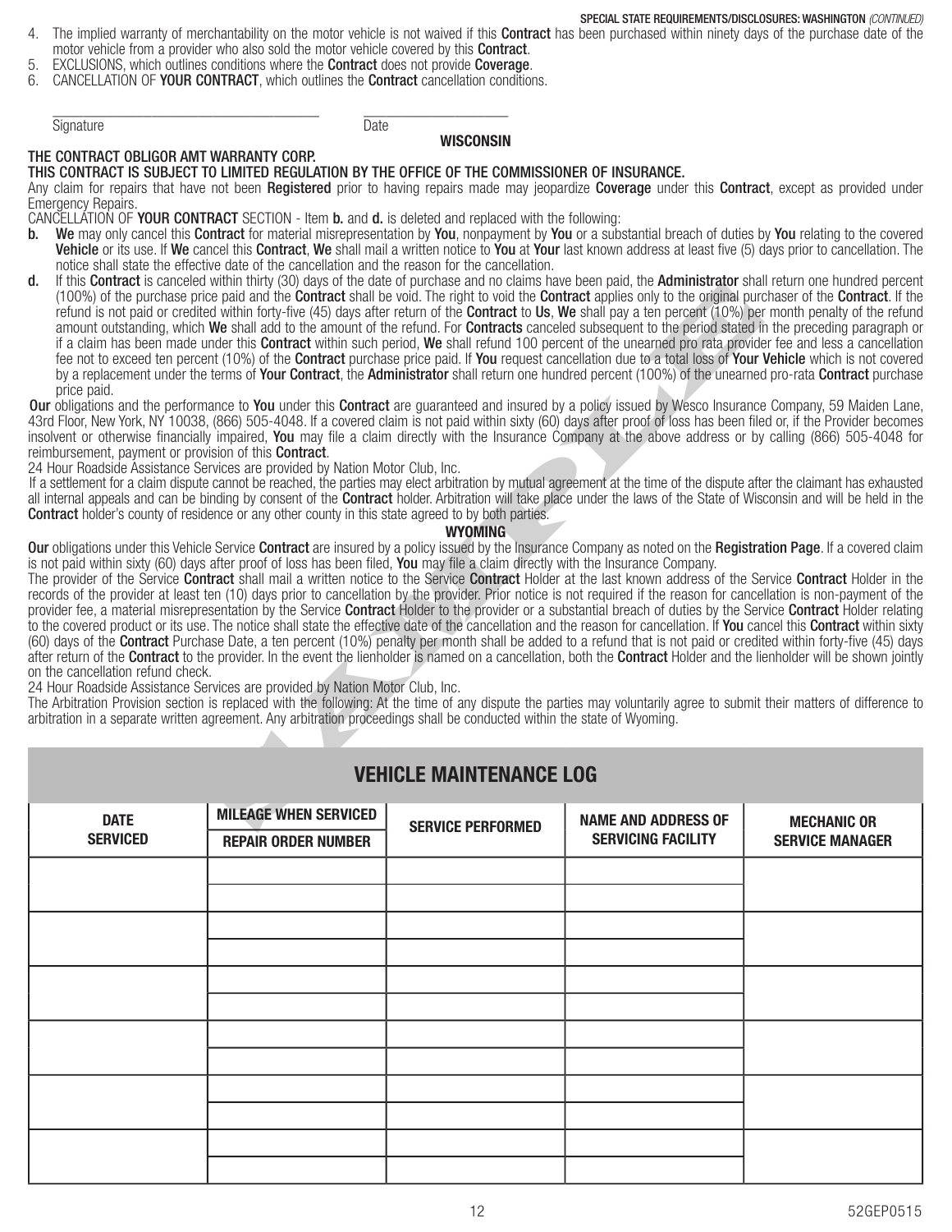4. The implied warranty of merchantability on the motor vehicle is not waived if this **Contract** has been purchased within ninety days of the purchase date of the motor vehicle from a provider who also sold the motor vehicle covered by this **Contract**.
5. EXCLUSIONS, which outlines conditions where the **Contract** does not provide **Coverage**.
6. CANCELLATION OF **YOUR CONTRACT**, which outlines the **Contract** cancellation conditions.

_________________________________________ ______________________
Signature Date

## WISCONSIN

**THE CONTRACT OBLIGOR AMT WARRANTY CORP.**

**THIS CONTRACT IS SUBJECT TO LIMITED REGULATION BY THE OFFICE OF THE COMMISSIONER OF INSURANCE.**

Any claim for repairs that have not been **Registered** prior to having repairs made may jeopardize **Coverage** under this **Contract**, except as provided under Emergency Repairs.

CANCELLATION OF **YOUR CONTRACT** SECTION - Item **b.** and **d.** is deleted and replaced with the following:

**b.** **We** may only cancel this **Contract** for material misrepresentation by **You**, nonpayment by **You** or a substantial breach of duties by **You** relating to the covered **Vehicle** or its use. If **We** cancel this **Contract**, **We** shall mail a written notice to **You** at **Your** last known address at least five (5) days prior to cancellation. The notice shall state the effective date of the cancellation and the reason for the cancellation.

**d.** If this **Contract** is canceled within thirty (30) days of the date of purchase and no claims have been paid, the **Administrator** shall return one hundred percent (100%) of the purchase price paid and the **Contract** shall be void. The right to void the **Contract** applies only to the original purchaser of the **Contract**. If the refund is not paid or credited within forty-five (45) days after return of the **Contract** to **Us**, **We** shall pay a ten percent (10%) per month penalty of the refund amount outstanding, which **We** shall add to the amount of the refund. For **Contracts** canceled subsequent to the period stated in the preceding paragraph or if a claim has been made under this **Contract** within such period, **We** shall refund 100 percent of the unearned pro rata provider fee and less a cancellation fee not to exceed ten percent (10%) of the **Contract** purchase price paid. If **You** request cancellation due to a total loss of **Your Vehicle** which is not covered by a replacement under the terms of **Your Contract**, the **Administrator** shall return one hundred percent (100%) of the unearned pro-rata **Contract** purchase price paid.

**Our** obligations and the performance to **You** under this **Contract** are guaranteed and insured by a policy issued by Wesco Insurance Company, 59 Maiden Lane, 43rd Floor, New York, NY 10038, (866) 505-4048. If a covered claim is not paid within sixty (60) days after proof of loss has been filed or, if the Provider becomes insolvent or otherwise financially impaired, **You** may file a claim directly with the Insurance Company at the above address or by calling (866) 505-4048 for reimbursement, payment or provision of this **Contract**.

24 Hour Roadside Assistance Services are provided by Nation Motor Club, Inc.

If a settlement for a claim dispute cannot be reached, the parties may elect arbitration by mutual agreement at the time of the dispute after the claimant has exhausted all internal appeals and can be binding by consent of the **Contract** holder. Arbitration will take place under the laws of the State of Wisconsin and will be held in the **Contract** holder's county of residence or any other county in this state agreed to by both parties.

## WYOMING

**Our** obligations under this Vehicle Service **Contract** are insured by a policy issued by the Insurance Company as noted on the **Registration Page**. If a covered claim is not paid within sixty (60) days after proof of loss has been filed, **You** may file a claim directly with the Insurance Company.

The provider of the Service **Contract** shall mail a written notice to the Service **Contract** Holder at the last known address of the Service **Contract** Holder in the records of the provider at least ten (10) days prior to cancellation by the provider. Prior notice is not required if the reason for cancellation is non-payment of the provider fee, a material misrepresentation by the Service **Contract** Holder to the provider or a substantial breach of duties by the Service **Contract** Holder relating to the covered product or its use. The notice shall state the effective date of the cancellation and the reason for cancellation. If **You** cancel this **Contract** within sixty (60) days of the **Contract** Purchase Date, a ten percent (10%) penalty per month shall be added to a refund that is not paid or credited within forty-five (45) days after return of the **Contract** to the provider. In the event the lienholder is named on a cancellation, both the **Contract** Holder and the lienholder will be shown jointly on the cancellation refund check.

24 Hour Roadside Assistance Services are provided by Nation Motor Club, Inc.

The Arbitration Provision section is replaced with the following: At the time of any dispute the parties may voluntarily agree to submit their matters of difference to arbitration in a separate written agreement. Any arbitration proceedings shall be conducted within the state of Wyoming.

## VEHICLE MAINTENANCE LOG

| DATE SERVICED | MILEAGE WHEN SERVICED / REPAIR ORDER NUMBER | SERVICE PERFORMED | NAME AND ADDRESS OF SERVICING FACILITY | MECHANIC OR SERVICE MANAGER |
|---|---|---|---|---|
| | | | | |
| | | | | |
| | | | | |
| | | | | |
| | | | | |
| | | | | |
| | | | | |
| | | | | |
| | | | | |
| | | | | |
| | | | | |
| | | | | |